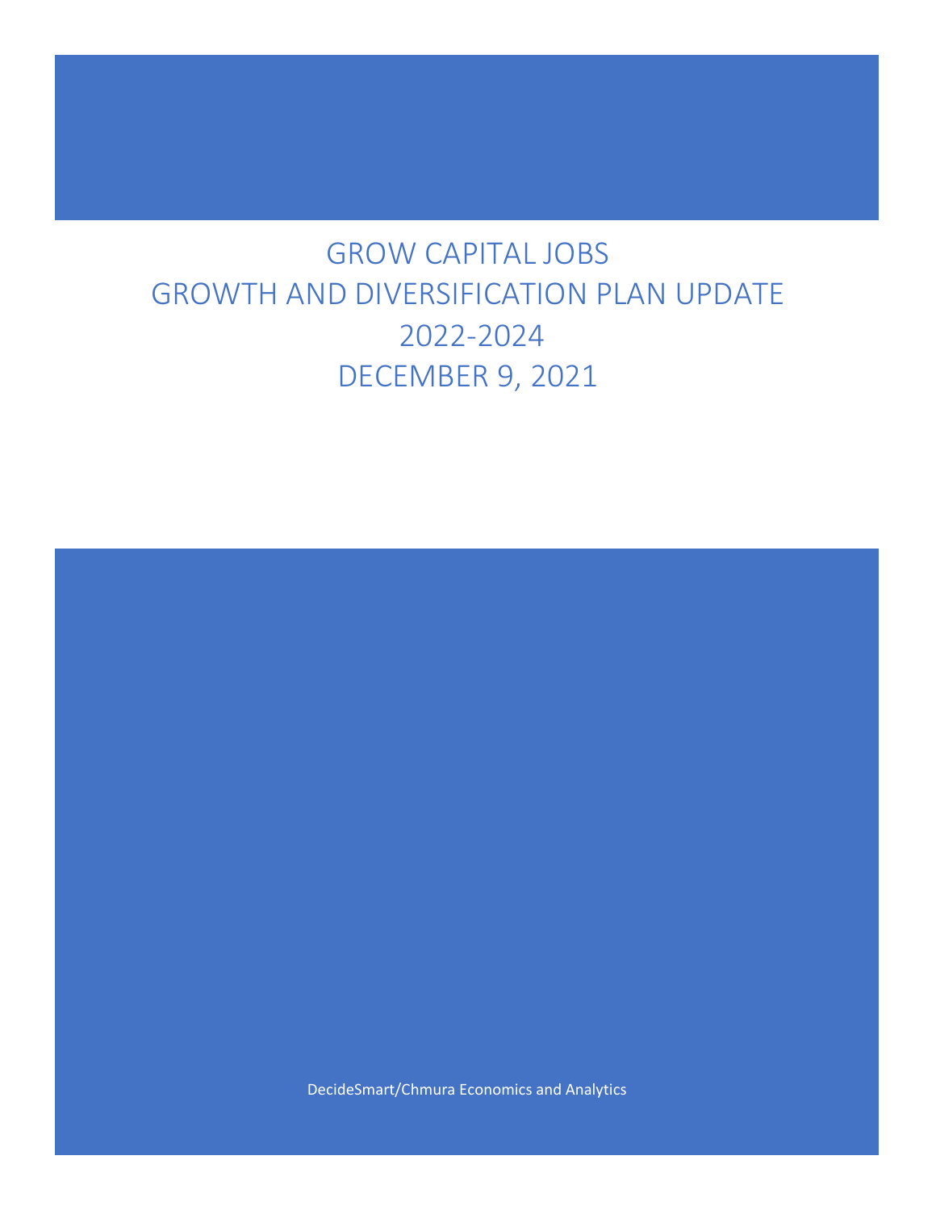# GROW CAPITAL JOBS
# GROWTH AND DIVERSIFICATION PLAN UPDATE
# 2022-2024
# DECEMBER 9, 2021

DecideSmart/Chmura Economics and Analytics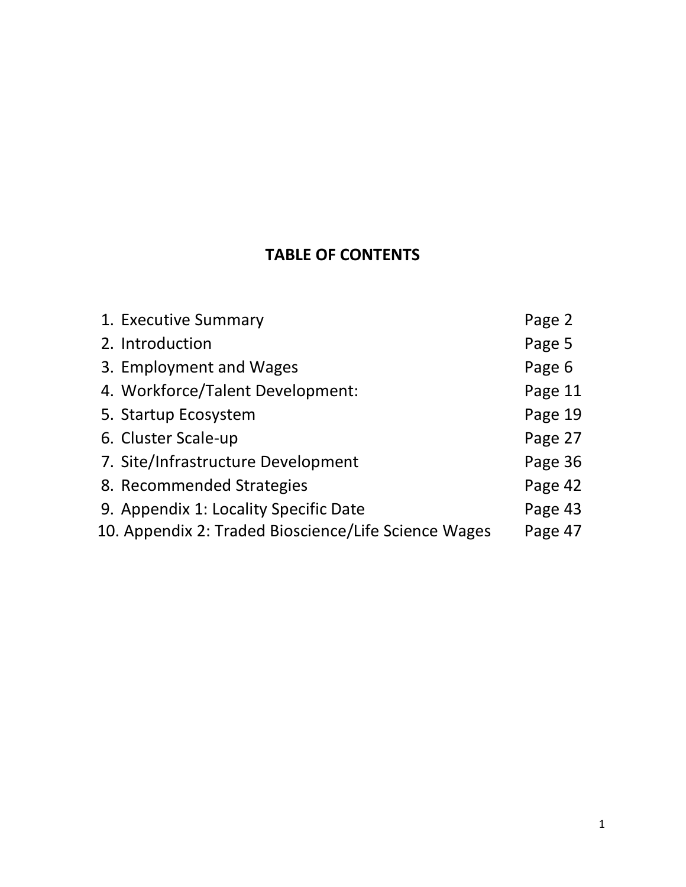# TABLE OF CONTENTS

| | |
|---|---|
| 1. Executive Summary | Page 2 |
| 2. Introduction | Page 5 |
| 3. Employment and Wages | Page 6 |
| 4. Workforce/Talent Development: | Page 11 |
| 5. Startup Ecosystem | Page 19 |
| 6. Cluster Scale-up | Page 27 |
| 7. Site/Infrastructure Development | Page 36 |
| 8. Recommended Strategies | Page 42 |
| 9. Appendix 1: Locality Specific Date | Page 43 |
| 10. Appendix 2: Traded Bioscience/Life Science Wages | Page 47 |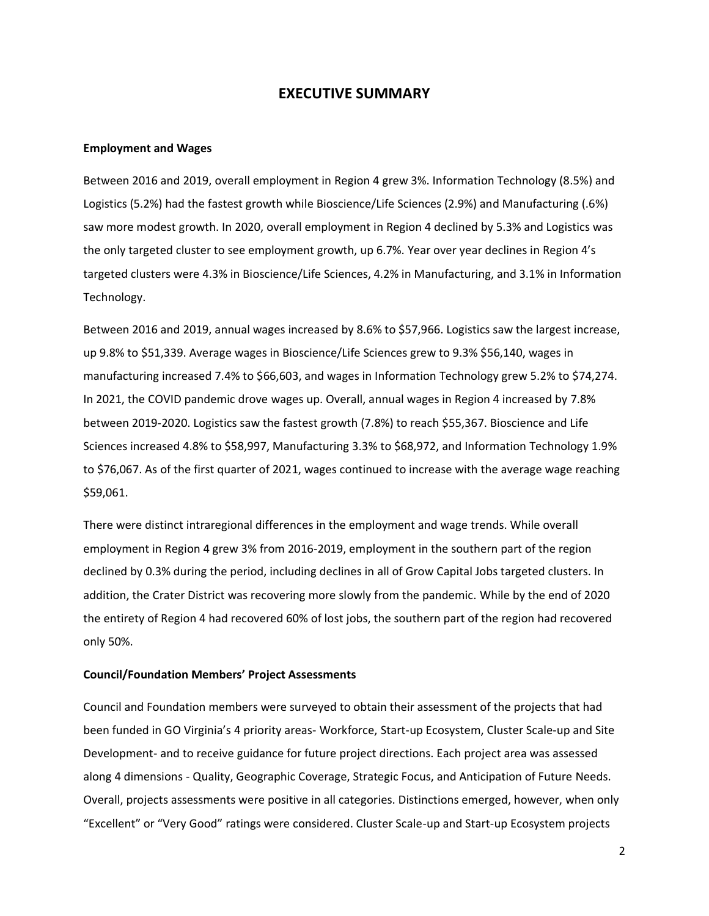# EXECUTIVE SUMMARY

**Employment and Wages**

Between 2016 and 2019, overall employment in Region 4 grew 3%. Information Technology (8.5%) and Logistics (5.2%) had the fastest growth while Bioscience/Life Sciences (2.9%) and Manufacturing (.6%) saw more modest growth. In 2020, overall employment in Region 4 declined by 5.3% and Logistics was the only targeted cluster to see employment growth, up 6.7%. Year over year declines in Region 4's targeted clusters were 4.3% in Bioscience/Life Sciences, 4.2% in Manufacturing, and 3.1% in Information Technology.

Between 2016 and 2019, annual wages increased by 8.6% to $57,966. Logistics saw the largest increase, up 9.8% to $51,339. Average wages in Bioscience/Life Sciences grew to 9.3% $56,140, wages in manufacturing increased 7.4% to $66,603, and wages in Information Technology grew 5.2% to $74,274. In 2021, the COVID pandemic drove wages up. Overall, annual wages in Region 4 increased by 7.8% between 2019-2020. Logistics saw the fastest growth (7.8%) to reach $55,367. Bioscience and Life Sciences increased 4.8% to $58,997, Manufacturing 3.3% to $68,972, and Information Technology 1.9% to $76,067. As of the first quarter of 2021, wages continued to increase with the average wage reaching $59,061.

There were distinct intraregional differences in the employment and wage trends. While overall employment in Region 4 grew 3% from 2016-2019, employment in the southern part of the region declined by 0.3% during the period, including declines in all of Grow Capital Jobs targeted clusters. In addition, the Crater District was recovering more slowly from the pandemic. While by the end of 2020 the entirety of Region 4 had recovered 60% of lost jobs, the southern part of the region had recovered only 50%.

**Council/Foundation Members' Project Assessments**

Council and Foundation members were surveyed to obtain their assessment of the projects that had been funded in GO Virginia's 4 priority areas- Workforce, Start-up Ecosystem, Cluster Scale-up and Site Development- and to receive guidance for future project directions. Each project area was assessed along 4 dimensions - Quality, Geographic Coverage, Strategic Focus, and Anticipation of Future Needs. Overall, projects assessments were positive in all categories. Distinctions emerged, however, when only "Excellent" or "Very Good" ratings were considered. Cluster Scale-up and Start-up Ecosystem projects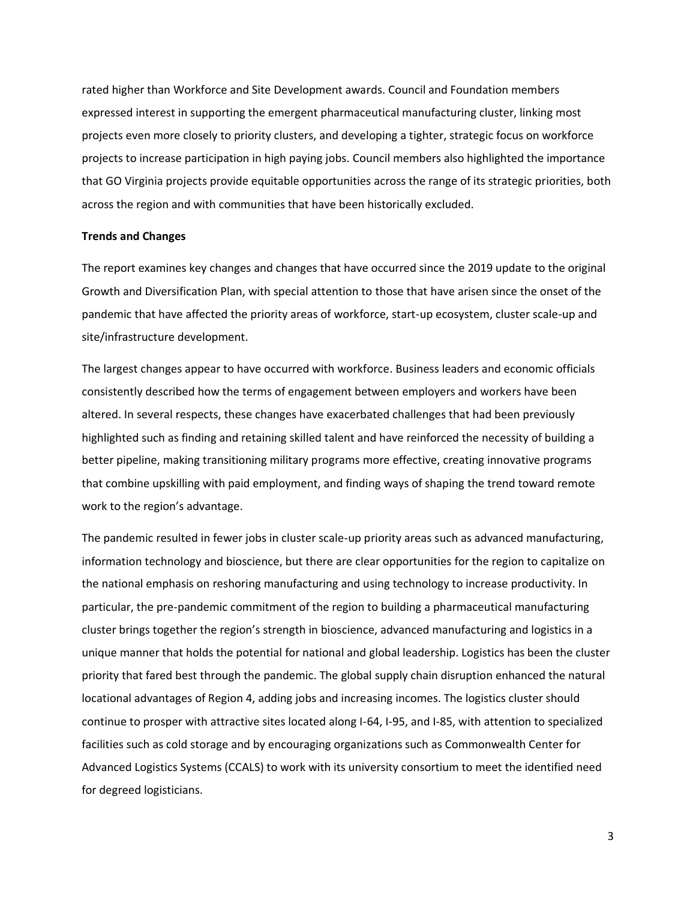rated higher than Workforce and Site Development awards. Council and Foundation members expressed interest in supporting the emergent pharmaceutical manufacturing cluster, linking most projects even more closely to priority clusters, and developing a tighter, strategic focus on workforce projects to increase participation in high paying jobs. Council members also highlighted the importance that GO Virginia projects provide equitable opportunities across the range of its strategic priorities, both across the region and with communities that have been historically excluded.

**Trends and Changes**

The report examines key changes and changes that have occurred since the 2019 update to the original Growth and Diversification Plan, with special attention to those that have arisen since the onset of the pandemic that have affected the priority areas of workforce, start-up ecosystem, cluster scale-up and site/infrastructure development.

The largest changes appear to have occurred with workforce. Business leaders and economic officials consistently described how the terms of engagement between employers and workers have been altered. In several respects, these changes have exacerbated challenges that had been previously highlighted such as finding and retaining skilled talent and have reinforced the necessity of building a better pipeline, making transitioning military programs more effective, creating innovative programs that combine upskilling with paid employment, and finding ways of shaping the trend toward remote work to the region's advantage.

The pandemic resulted in fewer jobs in cluster scale-up priority areas such as advanced manufacturing, information technology and bioscience, but there are clear opportunities for the region to capitalize on the national emphasis on reshoring manufacturing and using technology to increase productivity. In particular, the pre-pandemic commitment of the region to building a pharmaceutical manufacturing cluster brings together the region's strength in bioscience, advanced manufacturing and logistics in a unique manner that holds the potential for national and global leadership. Logistics has been the cluster priority that fared best through the pandemic. The global supply chain disruption enhanced the natural locational advantages of Region 4, adding jobs and increasing incomes. The logistics cluster should continue to prosper with attractive sites located along I-64, I-95, and I-85, with attention to specialized facilities such as cold storage and by encouraging organizations such as Commonwealth Center for Advanced Logistics Systems (CCALS) to work with its university consortium to meet the identified need for degreed logisticians.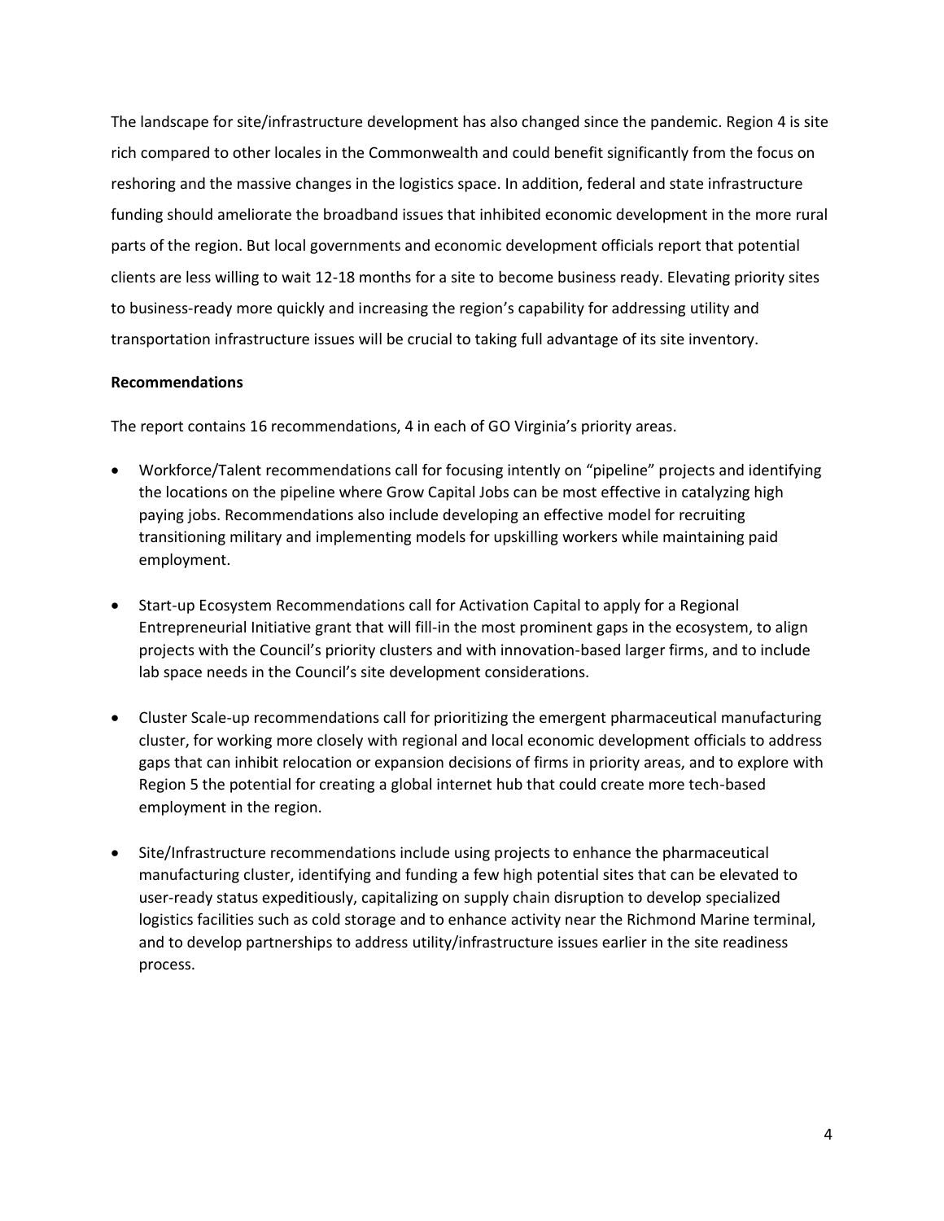The landscape for site/infrastructure development has also changed since the pandemic. Region 4 is site rich compared to other locales in the Commonwealth and could benefit significantly from the focus on reshoring and the massive changes in the logistics space. In addition, federal and state infrastructure funding should ameliorate the broadband issues that inhibited economic development in the more rural parts of the region. But local governments and economic development officials report that potential clients are less willing to wait 12-18 months for a site to become business ready. Elevating priority sites to business-ready more quickly and increasing the region's capability for addressing utility and transportation infrastructure issues will be crucial to taking full advantage of its site inventory.

**Recommendations**

The report contains 16 recommendations, 4 in each of GO Virginia's priority areas.

- Workforce/Talent recommendations call for focusing intently on "pipeline" projects and identifying the locations on the pipeline where Grow Capital Jobs can be most effective in catalyzing high paying jobs. Recommendations also include developing an effective model for recruiting transitioning military and implementing models for upskilling workers while maintaining paid employment.

- Start-up Ecosystem Recommendations call for Activation Capital to apply for a Regional Entrepreneurial Initiative grant that will fill-in the most prominent gaps in the ecosystem, to align projects with the Council's priority clusters and with innovation-based larger firms, and to include lab space needs in the Council's site development considerations.

- Cluster Scale-up recommendations call for prioritizing the emergent pharmaceutical manufacturing cluster, for working more closely with regional and local economic development officials to address gaps that can inhibit relocation or expansion decisions of firms in priority areas, and to explore with Region 5 the potential for creating a global internet hub that could create more tech-based employment in the region.

- Site/Infrastructure recommendations include using projects to enhance the pharmaceutical manufacturing cluster, identifying and funding a few high potential sites that can be elevated to user-ready status expeditiously, capitalizing on supply chain disruption to develop specialized logistics facilities such as cold storage and to enhance activity near the Richmond Marine terminal, and to develop partnerships to address utility/infrastructure issues earlier in the site readiness process.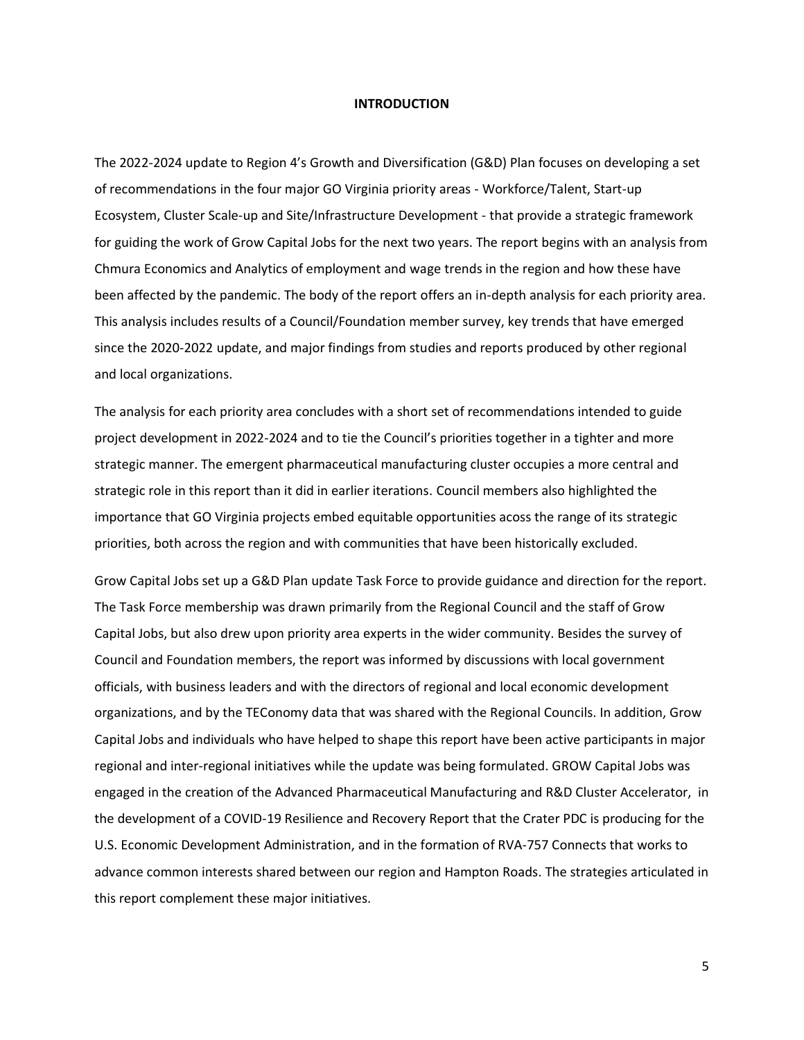# INTRODUCTION

The 2022-2024 update to Region 4's Growth and Diversification (G&D) Plan focuses on developing a set of recommendations in the four major GO Virginia priority areas - Workforce/Talent, Start-up Ecosystem, Cluster Scale-up and Site/Infrastructure Development - that provide a strategic framework for guiding the work of Grow Capital Jobs for the next two years. The report begins with an analysis from Chmura Economics and Analytics of employment and wage trends in the region and how these have been affected by the pandemic. The body of the report offers an in-depth analysis for each priority area. This analysis includes results of a Council/Foundation member survey, key trends that have emerged since the 2020-2022 update, and major findings from studies and reports produced by other regional and local organizations.

The analysis for each priority area concludes with a short set of recommendations intended to guide project development in 2022-2024 and to tie the Council's priorities together in a tighter and more strategic manner. The emergent pharmaceutical manufacturing cluster occupies a more central and strategic role in this report than it did in earlier iterations. Council members also highlighted the importance that GO Virginia projects embed equitable opportunities acoss the range of its strategic priorities, both across the region and with communities that have been historically excluded.

Grow Capital Jobs set up a G&D Plan update Task Force to provide guidance and direction for the report. The Task Force membership was drawn primarily from the Regional Council and the staff of Grow Capital Jobs, but also drew upon priority area experts in the wider community. Besides the survey of Council and Foundation members, the report was informed by discussions with local government officials, with business leaders and with the directors of regional and local economic development organizations, and by the TEConomy data that was shared with the Regional Councils. In addition, Grow Capital Jobs and individuals who have helped to shape this report have been active participants in major regional and inter-regional initiatives while the update was being formulated. GROW Capital Jobs was engaged in the creation of the Advanced Pharmaceutical Manufacturing and R&D Cluster Accelerator, in the development of a COVID-19 Resilience and Recovery Report that the Crater PDC is producing for the U.S. Economic Development Administration, and in the formation of RVA-757 Connects that works to advance common interests shared between our region and Hampton Roads. The strategies articulated in this report complement these major initiatives.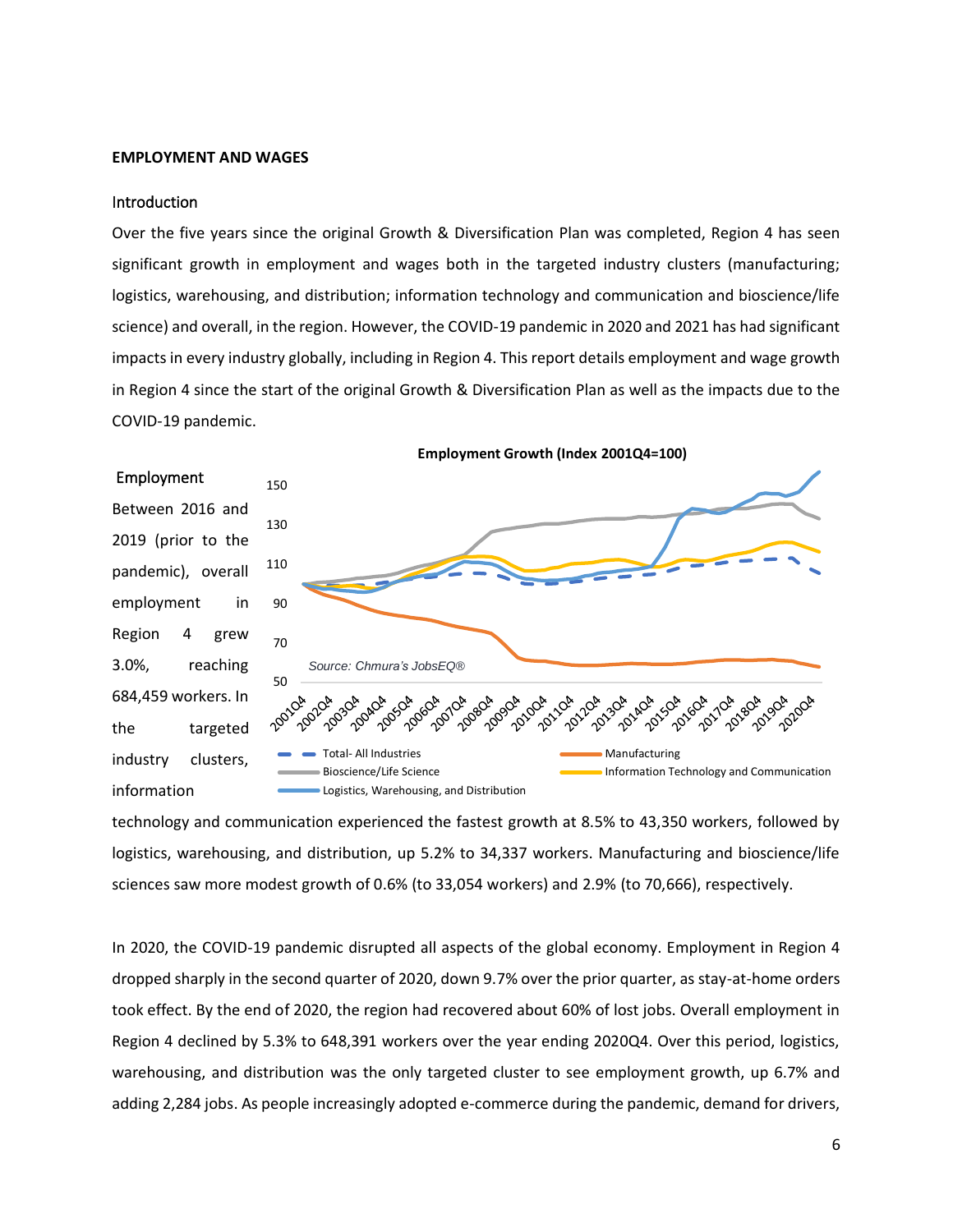**EMPLOYMENT AND WAGES**

## Introduction

Over the five years since the original Growth & Diversification Plan was completed, Region 4 has seen significant growth in employment and wages both in the targeted industry clusters (manufacturing; logistics, warehousing, and distribution; information technology and communication and bioscience/life science) and overall, in the region. However, the COVID-19 pandemic in 2020 and 2021 has had significant impacts in every industry globally, including in Region 4. This report details employment and wage growth in Region 4 since the start of the original Growth & Diversification Plan as well as the impacts due to the COVID-19 pandemic.

## Employment

Between 2016 and 2019 (prior to the pandemic), overall employment in Region 4 grew 3.0%, reaching 684,459 workers. In the targeted industry clusters, information technology and communication experienced the fastest growth at 8.5% to 43,350 workers, followed by logistics, warehousing, and distribution, up 5.2% to 34,337 workers. Manufacturing and bioscience/life sciences saw more modest growth of 0.6% (to 33,054 workers) and 2.9% (to 70,666), respectively.

**Employment Growth (Index 2001Q4=100)**

150
130
110
90
70
50

2001Q4 2002Q4 2003Q4 2004Q4 2005Q4 2006Q4 2007Q4 2008Q4 2009Q4 2010Q4 2011Q4 2012Q4 2013Q4 2014Q4 2015Q4 2016Q4 2017Q4 2018Q4 2019Q4 2020Q4

*Source: Chmura's JobsEQ®*

Total- All Industries
Manufacturing
Bioscience/Life Science
Information Technology and Communication
Logistics, Warehousing, and Distribution

In 2020, the COVID-19 pandemic disrupted all aspects of the global economy. Employment in Region 4 dropped sharply in the second quarter of 2020, down 9.7% over the prior quarter, as stay-at-home orders took effect. By the end of 2020, the region had recovered about 60% of lost jobs. Overall employment in Region 4 declined by 5.3% to 648,391 workers over the year ending 2020Q4. Over this period, logistics, warehousing, and distribution was the only targeted cluster to see employment growth, up 6.7% and adding 2,284 jobs. As people increasingly adopted e-commerce during the pandemic, demand for drivers,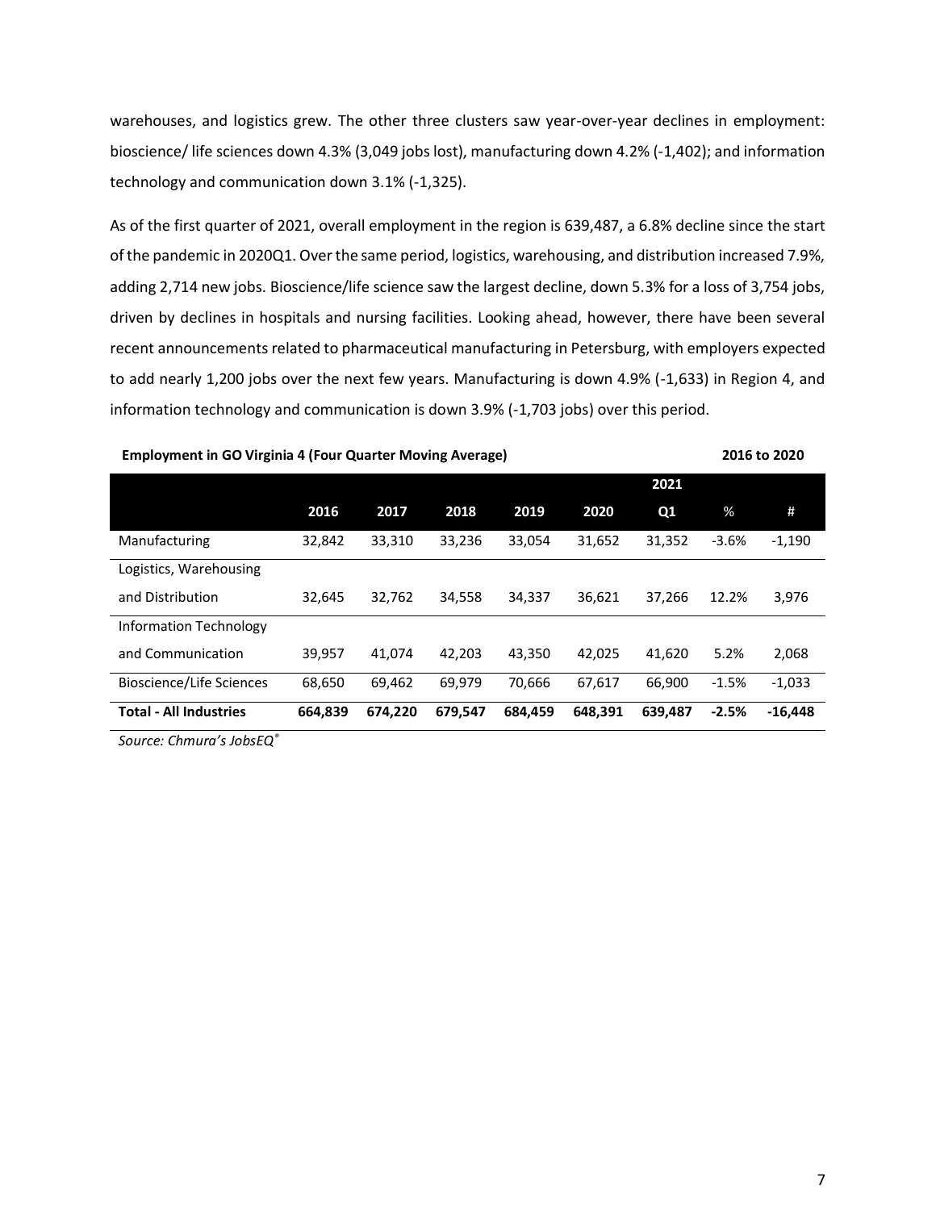warehouses, and logistics grew. The other three clusters saw year-over-year declines in employment: bioscience/ life sciences down 4.3% (3,049 jobs lost), manufacturing down 4.2% (-1,402); and information technology and communication down 3.1% (-1,325).

As of the first quarter of 2021, overall employment in the region is 639,487, a 6.8% decline since the start of the pandemic in 2020Q1. Over the same period, logistics, warehousing, and distribution increased 7.9%, adding 2,714 new jobs. Bioscience/life science saw the largest decline, down 5.3% for a loss of 3,754 jobs, driven by declines in hospitals and nursing facilities. Looking ahead, however, there have been several recent announcements related to pharmaceutical manufacturing in Petersburg, with employers expected to add nearly 1,200 jobs over the next few years. Manufacturing is down 4.9% (-1,633) in Region 4, and information technology and communication is down 3.9% (-1,703 jobs) over this period.

**Employment in GO Virginia 4 (Four Quarter Moving Average)** **2016 to 2020**

| | 2016 | 2017 | 2018 | 2019 | 2020 | 2021 Q1 | % | # |
|---|---|---|---|---|---|---|---|---|
| Manufacturing | 32,842 | 33,310 | 33,236 | 33,054 | 31,652 | 31,352 | -3.6% | -1,190 |
| Logistics, Warehousing and Distribution | 32,645 | 32,762 | 34,558 | 34,337 | 36,621 | 37,266 | 12.2% | 3,976 |
| Information Technology and Communication | 39,957 | 41,074 | 42,203 | 43,350 | 42,025 | 41,620 | 5.2% | 2,068 |
| Bioscience/Life Sciences | 68,650 | 69,462 | 69,979 | 70,666 | 67,617 | 66,900 | -1.5% | -1,033 |
| **Total - All Industries** | **664,839** | **674,220** | **679,547** | **684,459** | **648,391** | **639,487** | **-2.5%** | **-16,448** |

*Source: Chmura's JobsEQ®*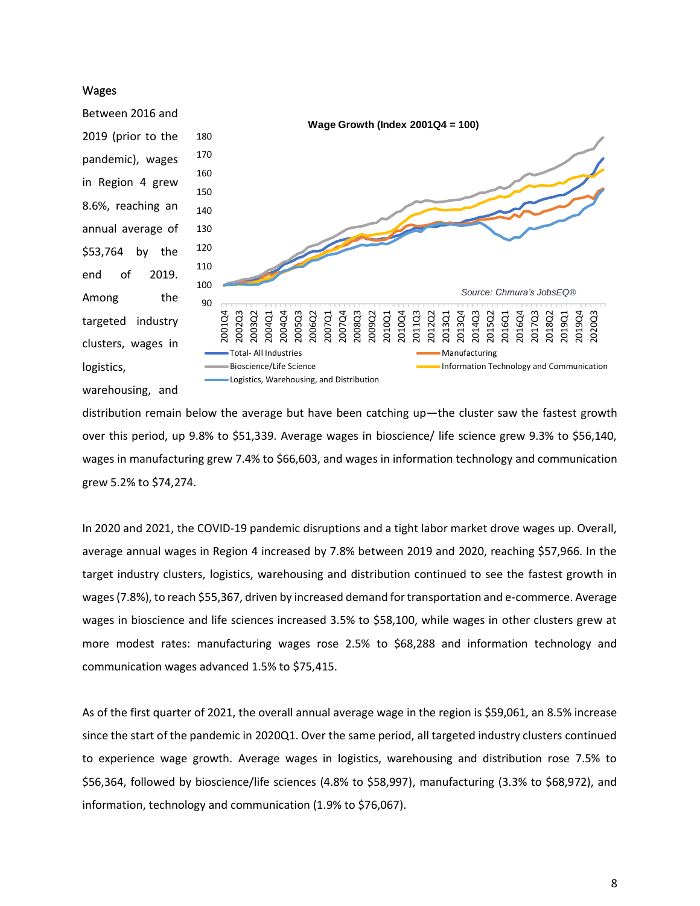## Wages

Between 2016 and 2019 (prior to the pandemic), wages in Region 4 grew 8.6%, reaching an annual average of $53,764 by the end of 2019. Among the targeted industry clusters, wages in logistics, warehousing, and distribution remain below the average but have been catching up—the cluster saw the fastest growth over this period, up 9.8% to $51,339. Average wages in bioscience/ life science grew 9.3% to $56,140, wages in manufacturing grew 7.4% to $66,603, and wages in information technology and communication grew 5.2% to $74,274.

**Wage Growth (Index 2001Q4 = 100)**

180
170
160
150
140
130
120
110
100
90

2001Q4 2002Q3 2003Q2 2004Q1 2004Q4 2005Q3 2006Q2 2007Q1 2007Q4 2008Q3 2009Q2 2010Q1 2010Q4 2011Q3 2012Q2 2013Q1 2013Q4 2014Q3 2015Q2 2016Q1 2016Q4 2017Q3 2018Q2 2019Q1 2019Q4 2020Q3

Total- All Industries
Manufacturing
Bioscience/Life Science
Information Technology and Communication
Logistics, Warehousing, and Distribution

*Source: Chmura's JobsEQ®*

In 2020 and 2021, the COVID-19 pandemic disruptions and a tight labor market drove wages up. Overall, average annual wages in Region 4 increased by 7.8% between 2019 and 2020, reaching $57,966. In the target industry clusters, logistics, warehousing and distribution continued to see the fastest growth in wages (7.8%), to reach $55,367, driven by increased demand for transportation and e-commerce. Average wages in bioscience and life sciences increased 3.5% to $58,100, while wages in other clusters grew at more modest rates: manufacturing wages rose 2.5% to $68,288 and information technology and communication wages advanced 1.5% to $75,415.

As of the first quarter of 2021, the overall annual average wage in the region is $59,061, an 8.5% increase since the start of the pandemic in 2020Q1. Over the same period, all targeted industry clusters continued to experience wage growth. Average wages in logistics, warehousing and distribution rose 7.5% to $56,364, followed by bioscience/life sciences (4.8% to $58,997), manufacturing (3.3% to $68,972), and information, technology and communication (1.9% to $76,067).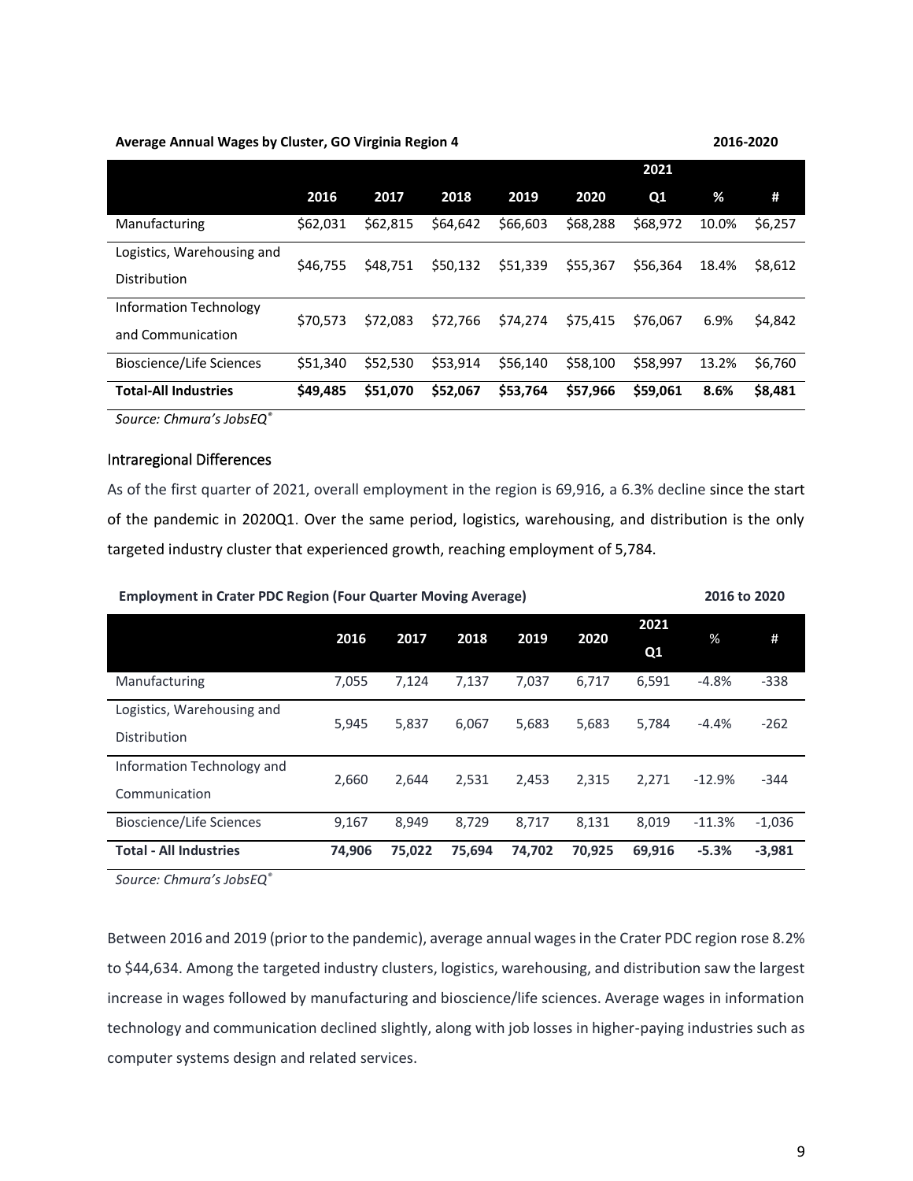**Average Annual Wages by Cluster, GO Virginia Region 4** **2016-2020**

| | 2016 | 2017 | 2018 | 2019 | 2020 | 2021 Q1 | % | # |
|---|---|---|---|---|---|---|---|---|
| Manufacturing | $62,031 | $62,815 | $64,642 | $66,603 | $68,288 | $68,972 | 10.0% | $6,257 |
| Logistics, Warehousing and Distribution | $46,755 | $48,751 | $50,132 | $51,339 | $55,367 | $56,364 | 18.4% | $8,612 |
| Information Technology and Communication | $70,573 | $72,083 | $72,766 | $74,274 | $75,415 | $76,067 | 6.9% | $4,842 |
| Bioscience/Life Sciences | $51,340 | $52,530 | $53,914 | $56,140 | $58,100 | $58,997 | 13.2% | $6,760 |
| **Total-All Industries** | **$49,485** | **$51,070** | **$52,067** | **$53,764** | **$57,966** | **$59,061** | **8.6%** | **$8,481** |

*Source: Chmura's JobsEQ®*

### Intraregional Differences

As of the first quarter of 2021, overall employment in the region is 69,916, a 6.3% decline since the start of the pandemic in 2020Q1. Over the same period, logistics, warehousing, and distribution is the only targeted industry cluster that experienced growth, reaching employment of 5,784.

**Employment in Crater PDC Region (Four Quarter Moving Average)** **2016 to 2020**

| | 2016 | 2017 | 2018 | 2019 | 2020 | 2021 Q1 | % | # |
|---|---|---|---|---|---|---|---|---|
| Manufacturing | 7,055 | 7,124 | 7,137 | 7,037 | 6,717 | 6,591 | -4.8% | -338 |
| Logistics, Warehousing and Distribution | 5,945 | 5,837 | 6,067 | 5,683 | 5,683 | 5,784 | -4.4% | -262 |
| Information Technology and Communication | 2,660 | 2,644 | 2,531 | 2,453 | 2,315 | 2,271 | -12.9% | -344 |
| Bioscience/Life Sciences | 9,167 | 8,949 | 8,729 | 8,717 | 8,131 | 8,019 | -11.3% | -1,036 |
| **Total - All Industries** | **74,906** | **75,022** | **75,694** | **74,702** | **70,925** | **69,916** | **-5.3%** | **-3,981** |

*Source: Chmura's JobsEQ®*

Between 2016 and 2019 (prior to the pandemic), average annual wages in the Crater PDC region rose 8.2% to $44,634. Among the targeted industry clusters, logistics, warehousing, and distribution saw the largest increase in wages followed by manufacturing and bioscience/life sciences. Average wages in information technology and communication declined slightly, along with job losses in higher-paying industries such as computer systems design and related services.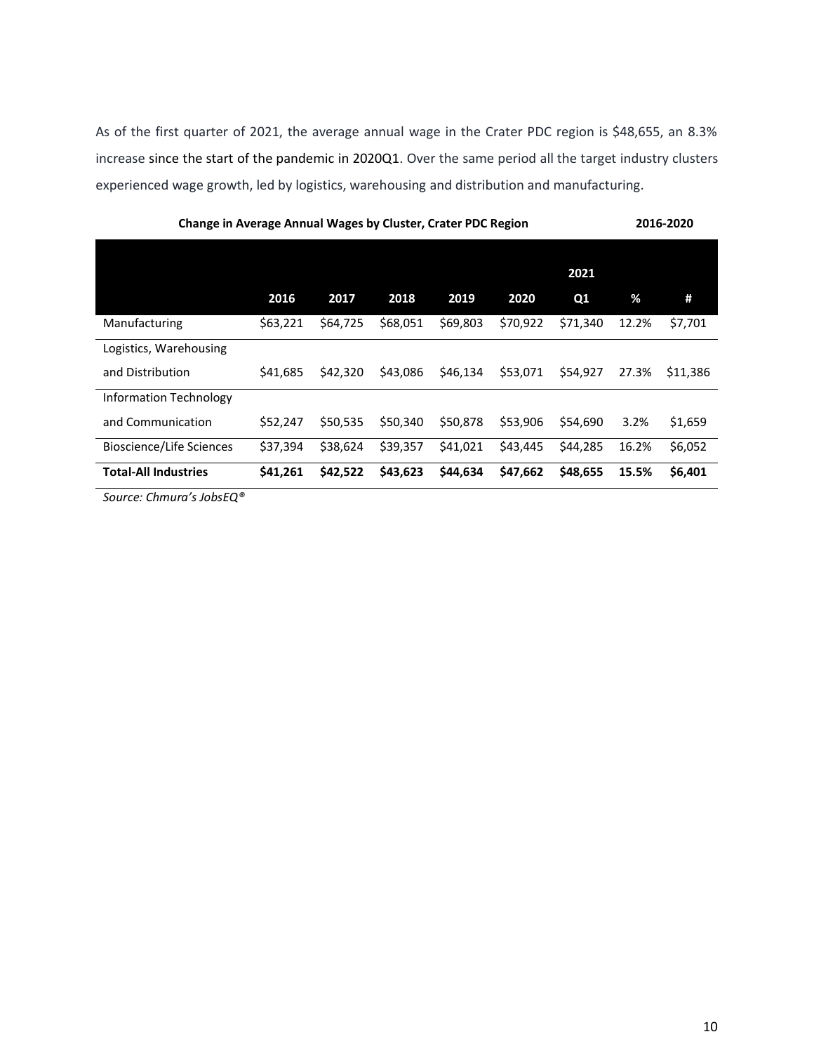As of the first quarter of 2021, the average annual wage in the Crater PDC region is $48,655, an 8.3% increase since the start of the pandemic in 2020Q1. Over the same period all the target industry clusters experienced wage growth, led by logistics, warehousing and distribution and manufacturing.

**Change in Average Annual Wages by Cluster, Crater PDC Region** **2016-2020**

| | 2016 | 2017 | 2018 | 2019 | 2020 | 2021 Q1 | % | # |
|---|---|---|---|---|---|---|---|---|
| Manufacturing | $63,221 | $64,725 | $68,051 | $69,803 | $70,922 | $71,340 | 12.2% | $7,701 |
| Logistics, Warehousing and Distribution | $41,685 | $42,320 | $43,086 | $46,134 | $53,071 | $54,927 | 27.3% | $11,386 |
| Information Technology and Communication | $52,247 | $50,535 | $50,340 | $50,878 | $53,906 | $54,690 | 3.2% | $1,659 |
| Bioscience/Life Sciences | $37,394 | $38,624 | $39,357 | $41,021 | $43,445 | $44,285 | 16.2% | $6,052 |
| **Total-All Industries** | **$41,261** | **$42,522** | **$43,623** | **$44,634** | **$47,662** | **$48,655** | **15.5%** | **$6,401** |

*Source: Chmura's JobsEQ®*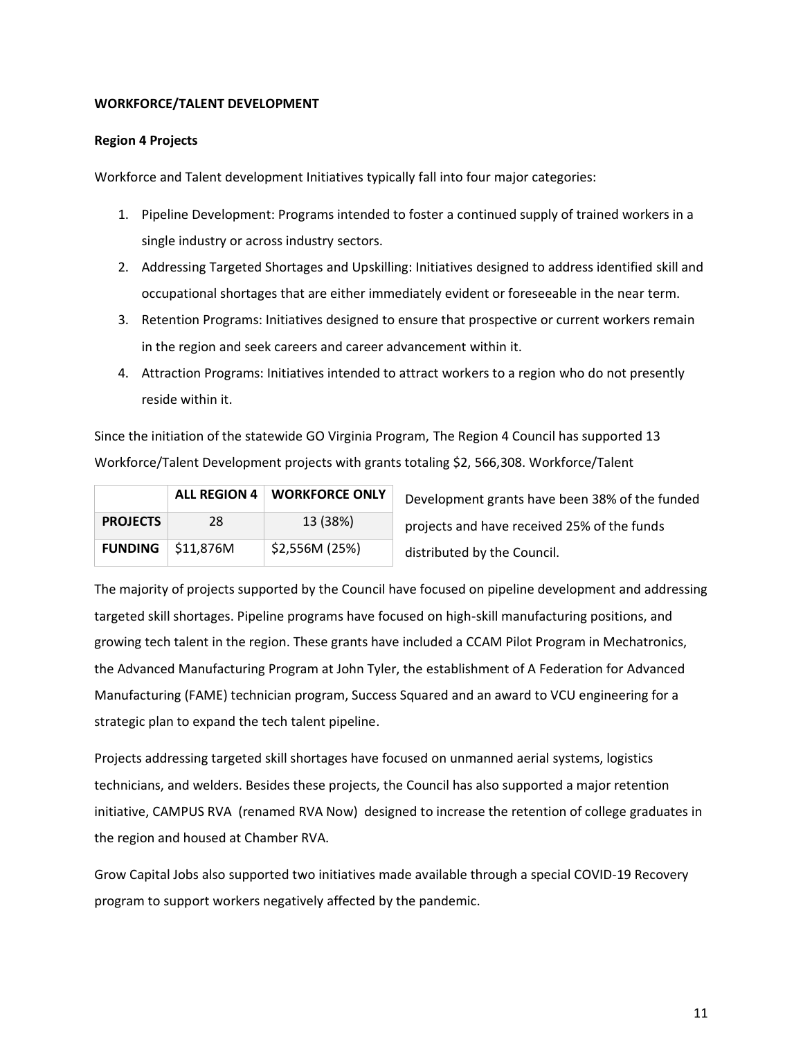**WORKFORCE/TALENT DEVELOPMENT**

**Region 4 Projects**

Workforce and Talent development Initiatives typically fall into four major categories:

1. Pipeline Development: Programs intended to foster a continued supply of trained workers in a single industry or across industry sectors.
2. Addressing Targeted Shortages and Upskilling: Initiatives designed to address identified skill and occupational shortages that are either immediately evident or foreseeable in the near term.
3. Retention Programs: Initiatives designed to ensure that prospective or current workers remain in the region and seek careers and career advancement within it.
4. Attraction Programs: Initiatives intended to attract workers to a region who do not presently reside within it.

Since the initiation of the statewide GO Virginia Program, The Region 4 Council has supported 13 Workforce/Talent Development projects with grants totaling $2, 566,308. Workforce/Talent Development grants have been 38% of the funded projects and have received 25% of the funds distributed by the Council.

| | ALL REGION 4 | WORKFORCE ONLY |
|---|---|---|
| **PROJECTS** | 28 | 13 (38%) |
| **FUNDING** | $11,876M | $2,556M (25%) |

The majority of projects supported by the Council have focused on pipeline development and addressing targeted skill shortages. Pipeline programs have focused on high-skill manufacturing positions, and growing tech talent in the region. These grants have included a CCAM Pilot Program in Mechatronics, the Advanced Manufacturing Program at John Tyler, the establishment of A Federation for Advanced Manufacturing (FAME) technician program, Success Squared and an award to VCU engineering for a strategic plan to expand the tech talent pipeline.

Projects addressing targeted skill shortages have focused on unmanned aerial systems, logistics technicians, and welders. Besides these projects, the Council has also supported a major retention initiative, CAMPUS RVA (renamed RVA Now) designed to increase the retention of college graduates in the region and housed at Chamber RVA.

Grow Capital Jobs also supported two initiatives made available through a special COVID-19 Recovery program to support workers negatively affected by the pandemic.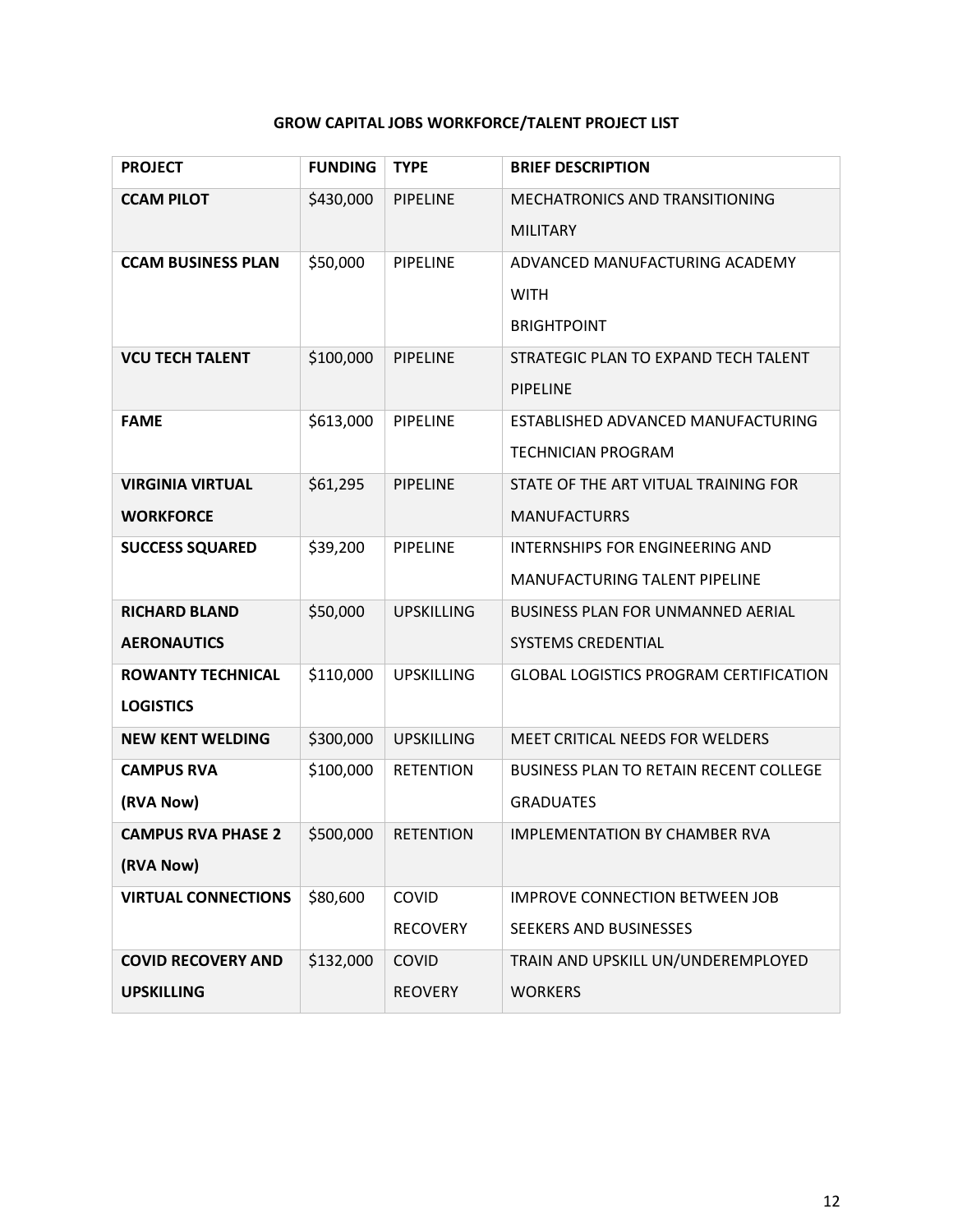**GROW CAPITAL JOBS WORKFORCE/TALENT PROJECT LIST**

| PROJECT | FUNDING | TYPE | BRIEF DESCRIPTION |
|---|---|---|---|
| **CCAM PILOT** | \$430,000 | PIPELINE | MECHATRONICS AND TRANSITIONING MILITARY |
| **CCAM BUSINESS PLAN** | \$50,000 | PIPELINE | ADVANCED MANUFACTURING ACADEMY WITH BRIGHTPOINT |
| **VCU TECH TALENT** | \$100,000 | PIPELINE | STRATEGIC PLAN TO EXPAND TECH TALENT PIPELINE |
| **FAME** | \$613,000 | PIPELINE | ESTABLISHED ADVANCED MANUFACTURING TECHNICIAN PROGRAM |
| **VIRGINIA VIRTUAL WORKFORCE** | \$61,295 | PIPELINE | STATE OF THE ART VITUAL TRAINING FOR MANUFACTURRS |
| **SUCCESS SQUARED** | \$39,200 | PIPELINE | INTERNSHIPS FOR ENGINEERING AND MANUFACTURING TALENT PIPELINE |
| **RICHARD BLAND AERONAUTICS** | \$50,000 | UPSKILLING | BUSINESS PLAN FOR UNMANNED AERIAL SYSTEMS CREDENTIAL |
| **ROWANTY TECHNICAL LOGISTICS** | \$110,000 | UPSKILLING | GLOBAL LOGISTICS PROGRAM CERTIFICATION |
| **NEW KENT WELDING** | \$300,000 | UPSKILLING | MEET CRITICAL NEEDS FOR WELDERS |
| **CAMPUS RVA (RVA Now)** | \$100,000 | RETENTION | BUSINESS PLAN TO RETAIN RECENT COLLEGE GRADUATES |
| **CAMPUS RVA PHASE 2 (RVA Now)** | \$500,000 | RETENTION | IMPLEMENTATION BY CHAMBER RVA |
| **VIRTUAL CONNECTIONS** | \$80,600 | COVID RECOVERY | IMPROVE CONNECTION BETWEEN JOB SEEKERS AND BUSINESSES |
| **COVID RECOVERY AND UPSKILLING** | \$132,000 | COVID REOVERY | TRAIN AND UPSKILL UN/UNDEREMPLOYED WORKERS |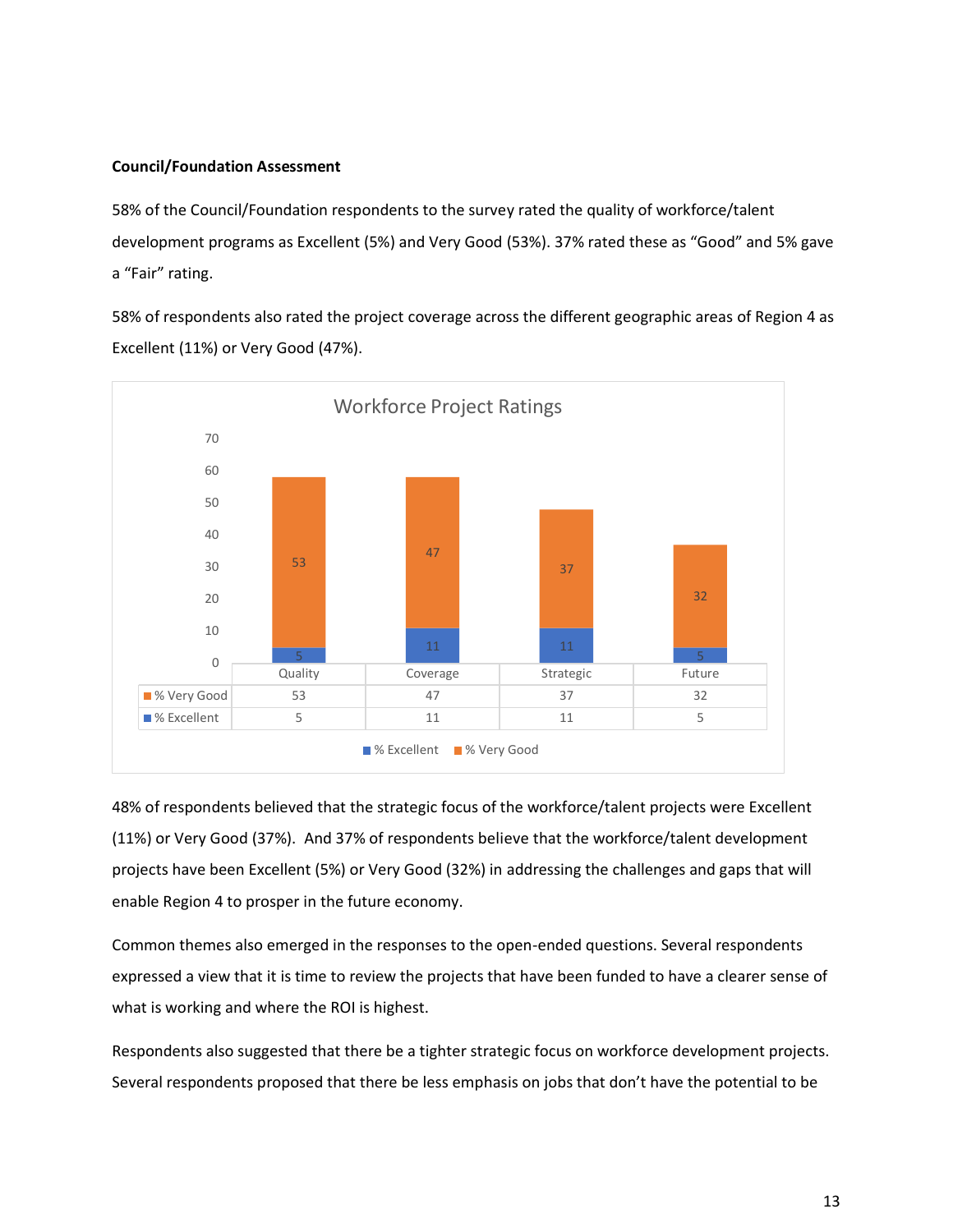**Council/Foundation Assessment**

58% of the Council/Foundation respondents to the survey rated the quality of workforce/talent development programs as Excellent (5%) and Very Good (53%). 37% rated these as "Good" and 5% gave a "Fair" rating.

58% of respondents also rated the project coverage across the different geographic areas of Region 4 as Excellent (11%) or Very Good (47%).

Workforce Project Ratings

| | Quality | Coverage | Strategic | Future |
|---|---|---|---|---|
| % Very Good | 53 | 47 | 37 | 32 |
| % Excellent | 5 | 11 | 11 | 5 |

48% of respondents believed that the strategic focus of the workforce/talent projects were Excellent (11%) or Very Good (37%). And 37% of respondents believe that the workforce/talent development projects have been Excellent (5%) or Very Good (32%) in addressing the challenges and gaps that will enable Region 4 to prosper in the future economy.

Common themes also emerged in the responses to the open-ended questions. Several respondents expressed a view that it is time to review the projects that have been funded to have a clearer sense of what is working and where the ROI is highest.

Respondents also suggested that there be a tighter strategic focus on workforce development projects. Several respondents proposed that there be less emphasis on jobs that don't have the potential to be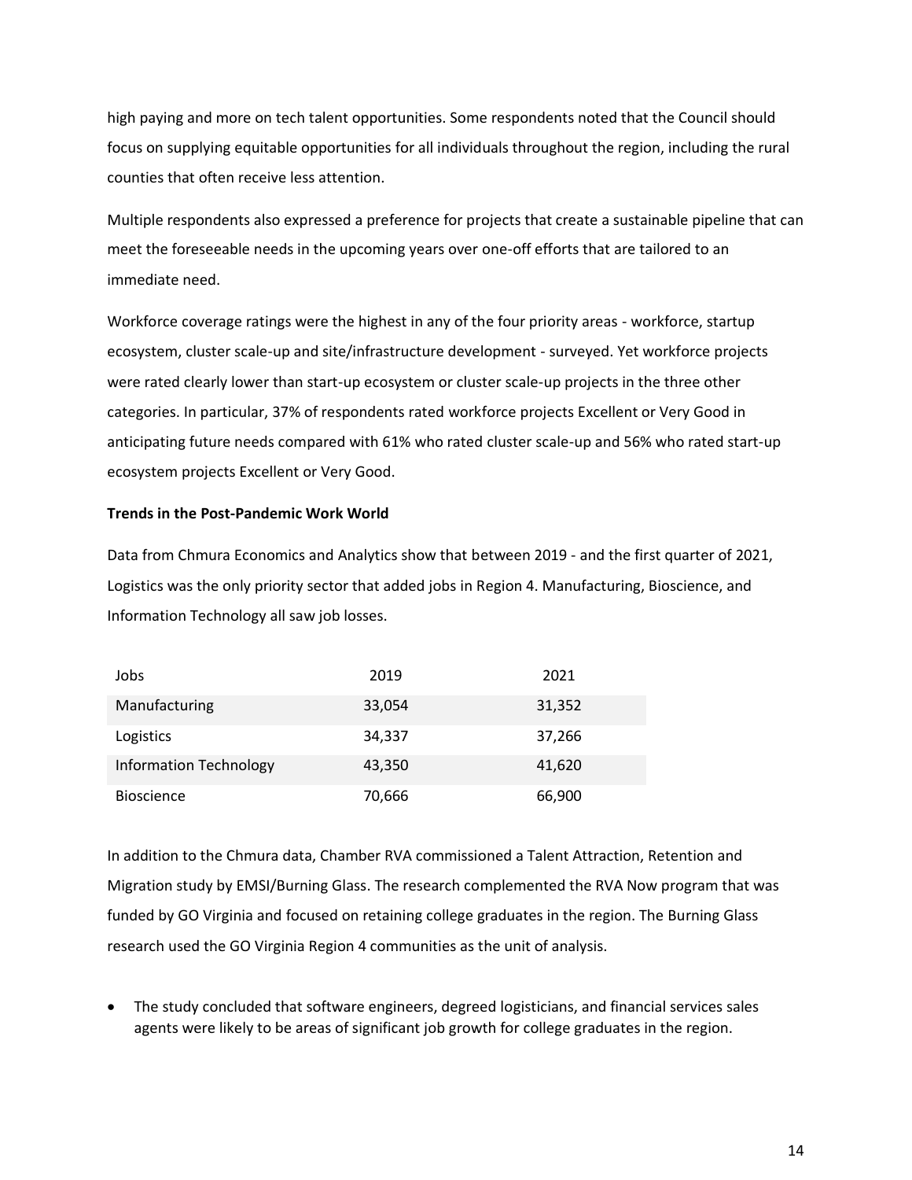high paying and more on tech talent opportunities. Some respondents noted that the Council should focus on supplying equitable opportunities for all individuals throughout the region, including the rural counties that often receive less attention.

Multiple respondents also expressed a preference for projects that create a sustainable pipeline that can meet the foreseeable needs in the upcoming years over one-off efforts that are tailored to an immediate need.

Workforce coverage ratings were the highest in any of the four priority areas - workforce, startup ecosystem, cluster scale-up and site/infrastructure development - surveyed. Yet workforce projects were rated clearly lower than start-up ecosystem or cluster scale-up projects in the three other categories. In particular, 37% of respondents rated workforce projects Excellent or Very Good in anticipating future needs compared with 61% who rated cluster scale-up and 56% who rated start-up ecosystem projects Excellent or Very Good.

**Trends in the Post-Pandemic Work World**

Data from Chmura Economics and Analytics show that between 2019 - and the first quarter of 2021, Logistics was the only priority sector that added jobs in Region 4. Manufacturing, Bioscience, and Information Technology all saw job losses.

| Jobs | 2019 | 2021 |
|---|---|---|
| Manufacturing | 33,054 | 31,352 |
| Logistics | 34,337 | 37,266 |
| Information Technology | 43,350 | 41,620 |
| Bioscience | 70,666 | 66,900 |

In addition to the Chmura data, Chamber RVA commissioned a Talent Attraction, Retention and Migration study by EMSI/Burning Glass. The research complemented the RVA Now program that was funded by GO Virginia and focused on retaining college graduates in the region. The Burning Glass research used the GO Virginia Region 4 communities as the unit of analysis.

- The study concluded that software engineers, degreed logisticians, and financial services sales agents were likely to be areas of significant job growth for college graduates in the region.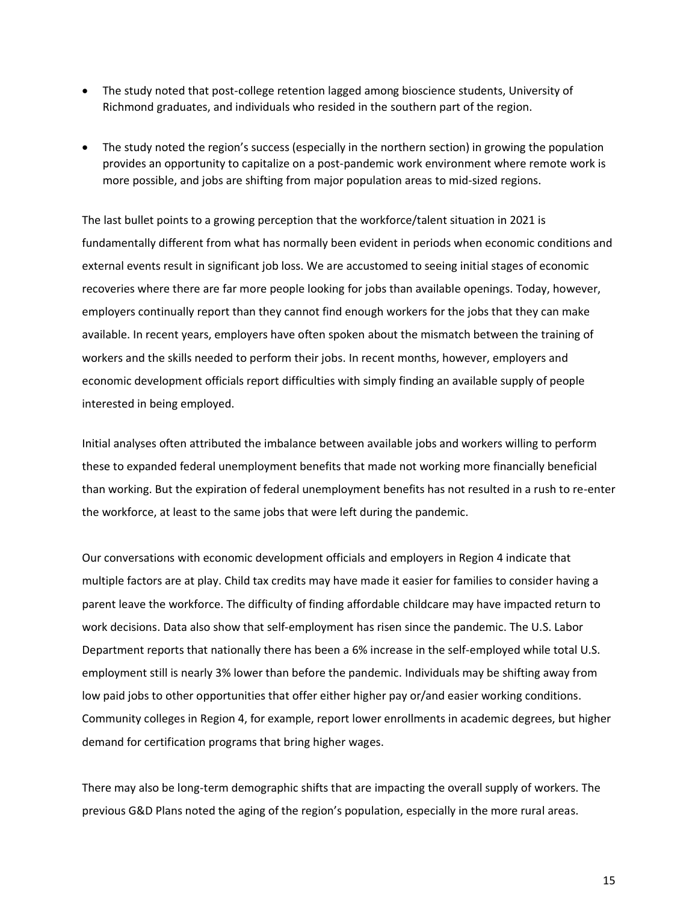- The study noted that post-college retention lagged among bioscience students, University of Richmond graduates, and individuals who resided in the southern part of the region.

- The study noted the region's success (especially in the northern section) in growing the population provides an opportunity to capitalize on a post-pandemic work environment where remote work is more possible, and jobs are shifting from major population areas to mid-sized regions.

The last bullet points to a growing perception that the workforce/talent situation in 2021 is fundamentally different from what has normally been evident in periods when economic conditions and external events result in significant job loss. We are accustomed to seeing initial stages of economic recoveries where there are far more people looking for jobs than available openings. Today, however, employers continually report than they cannot find enough workers for the jobs that they can make available. In recent years, employers have often spoken about the mismatch between the training of workers and the skills needed to perform their jobs. In recent months, however, employers and economic development officials report difficulties with simply finding an available supply of people interested in being employed.

Initial analyses often attributed the imbalance between available jobs and workers willing to perform these to expanded federal unemployment benefits that made not working more financially beneficial than working. But the expiration of federal unemployment benefits has not resulted in a rush to re-enter the workforce, at least to the same jobs that were left during the pandemic.

Our conversations with economic development officials and employers in Region 4 indicate that multiple factors are at play. Child tax credits may have made it easier for families to consider having a parent leave the workforce. The difficulty of finding affordable childcare may have impacted return to work decisions. Data also show that self-employment has risen since the pandemic. The U.S. Labor Department reports that nationally there has been a 6% increase in the self-employed while total U.S. employment still is nearly 3% lower than before the pandemic. Individuals may be shifting away from low paid jobs to other opportunities that offer either higher pay or/and easier working conditions. Community colleges in Region 4, for example, report lower enrollments in academic degrees, but higher demand for certification programs that bring higher wages.

There may also be long-term demographic shifts that are impacting the overall supply of workers. The previous G&D Plans noted the aging of the region's population, especially in the more rural areas.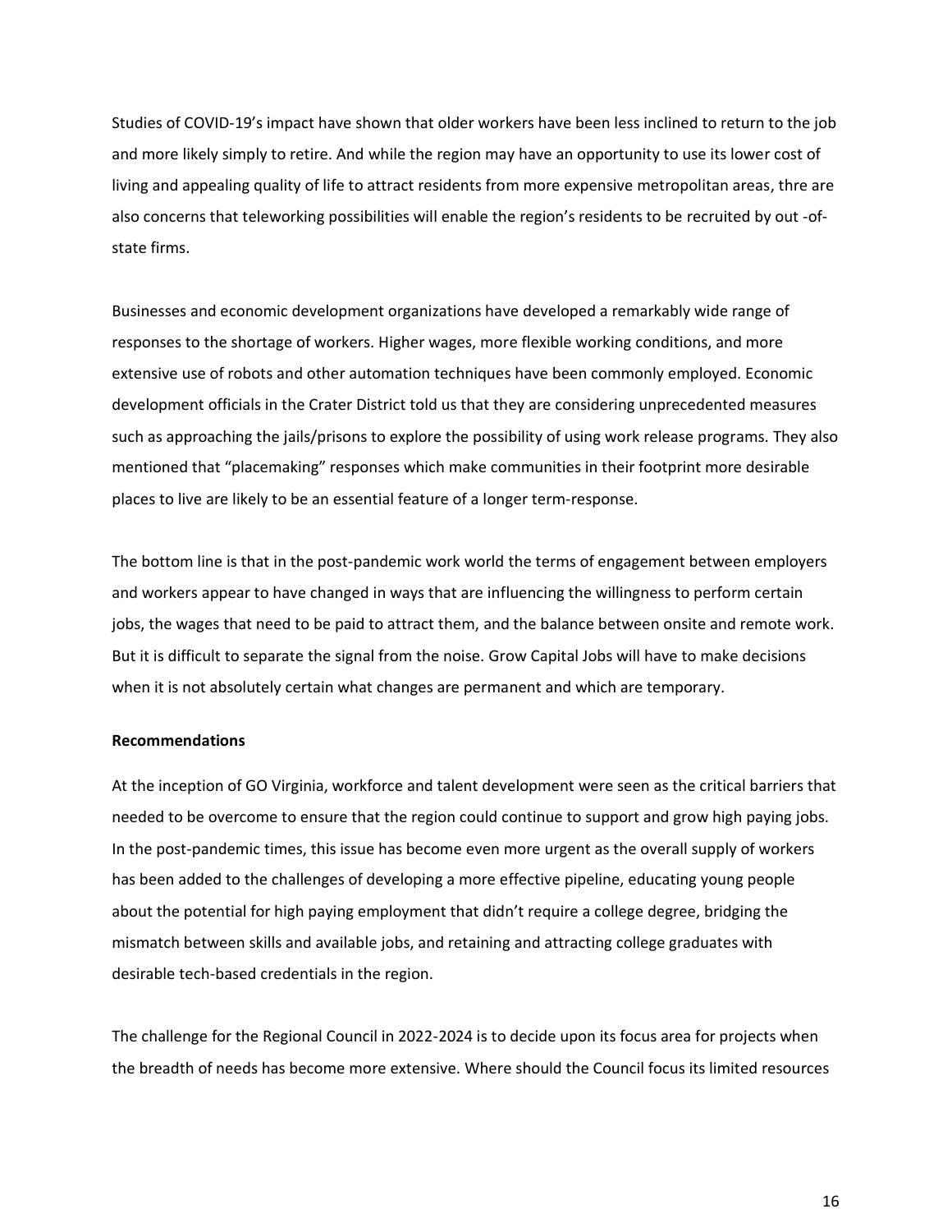Studies of COVID-19's impact have shown that older workers have been less inclined to return to the job and more likely simply to retire. And while the region may have an opportunity to use its lower cost of living and appealing quality of life to attract residents from more expensive metropolitan areas, thre are also concerns that teleworking possibilities will enable the region's residents to be recruited by out -of-state firms.

Businesses and economic development organizations have developed a remarkably wide range of responses to the shortage of workers. Higher wages, more flexible working conditions, and more extensive use of robots and other automation techniques have been commonly employed. Economic development officials in the Crater District told us that they are considering unprecedented measures such as approaching the jails/prisons to explore the possibility of using work release programs. They also mentioned that "placemaking" responses which make communities in their footprint more desirable places to live are likely to be an essential feature of a longer term-response.

The bottom line is that in the post-pandemic work world the terms of engagement between employers and workers appear to have changed in ways that are influencing the willingness to perform certain jobs, the wages that need to be paid to attract them, and the balance between onsite and remote work. But it is difficult to separate the signal from the noise. Grow Capital Jobs will have to make decisions when it is not absolutely certain what changes are permanent and which are temporary.

**Recommendations**

At the inception of GO Virginia, workforce and talent development were seen as the critical barriers that needed to be overcome to ensure that the region could continue to support and grow high paying jobs. In the post-pandemic times, this issue has become even more urgent as the overall supply of workers has been added to the challenges of developing a more effective pipeline, educating young people about the potential for high paying employment that didn't require a college degree, bridging the mismatch between skills and available jobs, and retaining and attracting college graduates with desirable tech-based credentials in the region.

The challenge for the Regional Council in 2022-2024 is to decide upon its focus area for projects when the breadth of needs has become more extensive. Where should the Council focus its limited resources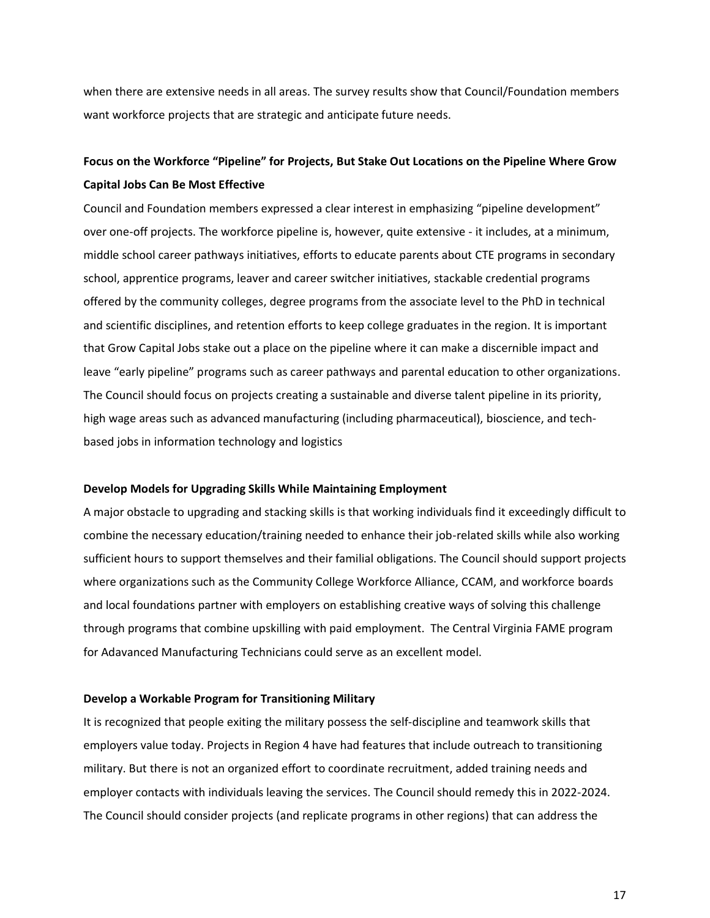when there are extensive needs in all areas. The survey results show that Council/Foundation members want workforce projects that are strategic and anticipate future needs.

**Focus on the Workforce "Pipeline" for Projects, But Stake Out Locations on the Pipeline Where Grow Capital Jobs Can Be Most Effective**

Council and Foundation members expressed a clear interest in emphasizing "pipeline development" over one-off projects. The workforce pipeline is, however, quite extensive - it includes, at a minimum, middle school career pathways initiatives, efforts to educate parents about CTE programs in secondary school, apprentice programs, leaver and career switcher initiatives, stackable credential programs offered by the community colleges, degree programs from the associate level to the PhD in technical and scientific disciplines, and retention efforts to keep college graduates in the region. It is important that Grow Capital Jobs stake out a place on the pipeline where it can make a discernible impact and leave "early pipeline" programs such as career pathways and parental education to other organizations. The Council should focus on projects creating a sustainable and diverse talent pipeline in its priority, high wage areas such as advanced manufacturing (including pharmaceutical), bioscience, and tech-based jobs in information technology and logistics

**Develop Models for Upgrading Skills While Maintaining Employment**

A major obstacle to upgrading and stacking skills is that working individuals find it exceedingly difficult to combine the necessary education/training needed to enhance their job-related skills while also working sufficient hours to support themselves and their familial obligations. The Council should support projects where organizations such as the Community College Workforce Alliance, CCAM, and workforce boards and local foundations partner with employers on establishing creative ways of solving this challenge through programs that combine upskilling with paid employment. The Central Virginia FAME program for Adavanced Manufacturing Technicians could serve as an excellent model.

**Develop a Workable Program for Transitioning Military**

It is recognized that people exiting the military possess the self-discipline and teamwork skills that employers value today. Projects in Region 4 have had features that include outreach to transitioning military. But there is not an organized effort to coordinate recruitment, added training needs and employer contacts with individuals leaving the services. The Council should remedy this in 2022-2024. The Council should consider projects (and replicate programs in other regions) that can address the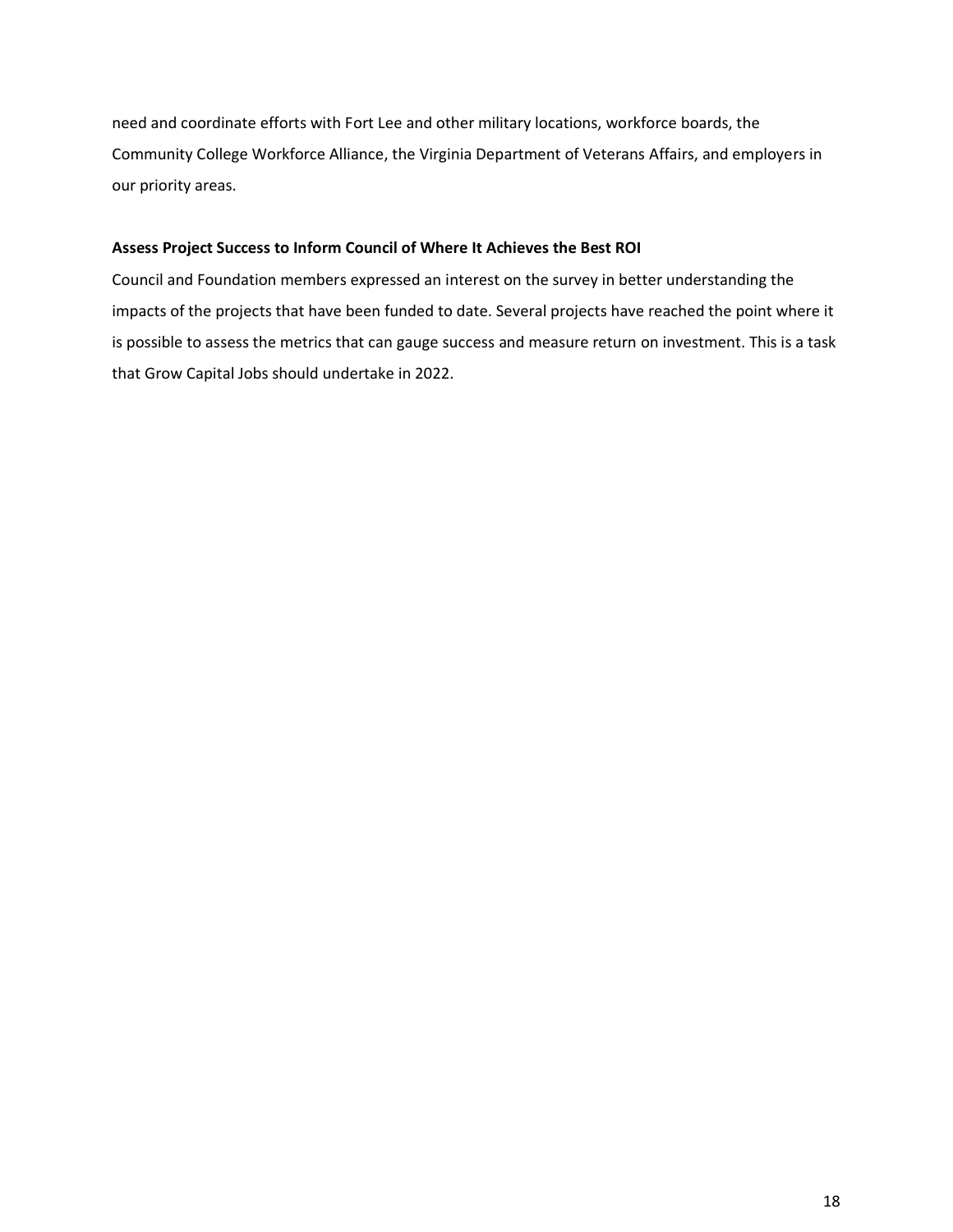need and coordinate efforts with Fort Lee and other military locations, workforce boards, the Community College Workforce Alliance, the Virginia Department of Veterans Affairs, and employers in our priority areas.

**Assess Project Success to Inform Council of Where It Achieves the Best ROI**

Council and Foundation members expressed an interest on the survey in better understanding the impacts of the projects that have been funded to date. Several projects have reached the point where it is possible to assess the metrics that can gauge success and measure return on investment. This is a task that Grow Capital Jobs should undertake in 2022.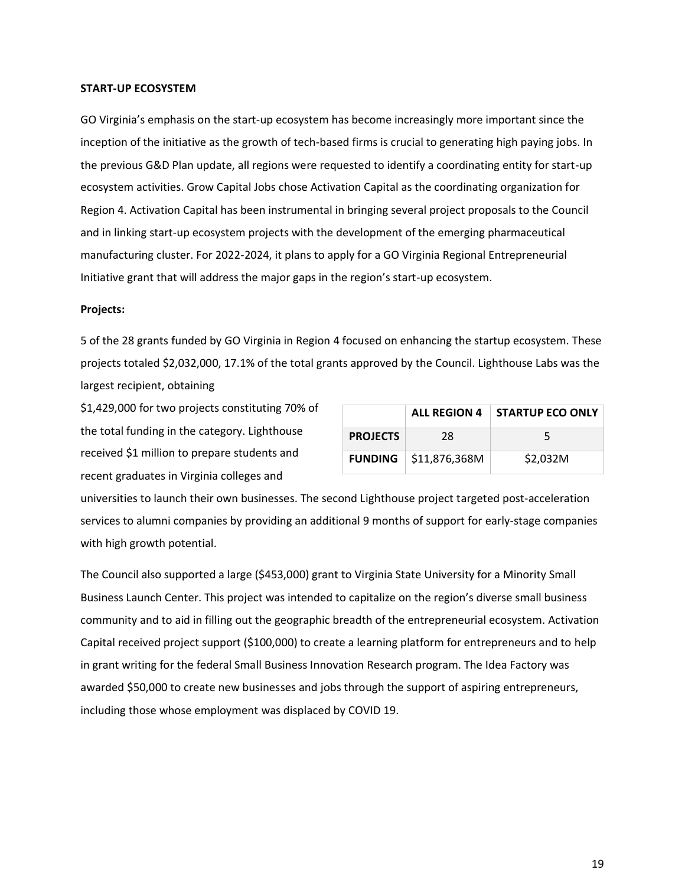**START-UP ECOSYSTEM**

GO Virginia's emphasis on the start-up ecosystem has become increasingly more important since the inception of the initiative as the growth of tech-based firms is crucial to generating high paying jobs. In the previous G&D Plan update, all regions were requested to identify a coordinating entity for start-up ecosystem activities. Grow Capital Jobs chose Activation Capital as the coordinating organization for Region 4. Activation Capital has been instrumental in bringing several project proposals to the Council and in linking start-up ecosystem projects with the development of the emerging pharmaceutical manufacturing cluster. For 2022-2024, it plans to apply for a GO Virginia Regional Entrepreneurial Initiative grant that will address the major gaps in the region's start-up ecosystem.

**Projects:**

5 of the 28 grants funded by GO Virginia in Region 4 focused on enhancing the startup ecosystem. These projects totaled $2,032,000, 17.1% of the total grants approved by the Council. Lighthouse Labs was the largest recipient, obtaining $1,429,000 for two projects constituting 70% of the total funding in the category. Lighthouse received $1 million to prepare students and recent graduates in Virginia colleges and universities to launch their own businesses. The second Lighthouse project targeted post-acceleration services to alumni companies by providing an additional 9 months of support for early-stage companies with high growth potential.

| | ALL REGION 4 | STARTUP ECO ONLY |
|---|---|---|
| **PROJECTS** | 28 | 5 |
| **FUNDING** | $11,876,368M | $2,032M |

The Council also supported a large ($453,000) grant to Virginia State University for a Minority Small Business Launch Center. This project was intended to capitalize on the region's diverse small business community and to aid in filling out the geographic breadth of the entrepreneurial ecosystem. Activation Capital received project support ($100,000) to create a learning platform for entrepreneurs and to help in grant writing for the federal Small Business Innovation Research program. The Idea Factory was awarded $50,000 to create new businesses and jobs through the support of aspiring entrepreneurs, including those whose employment was displaced by COVID 19.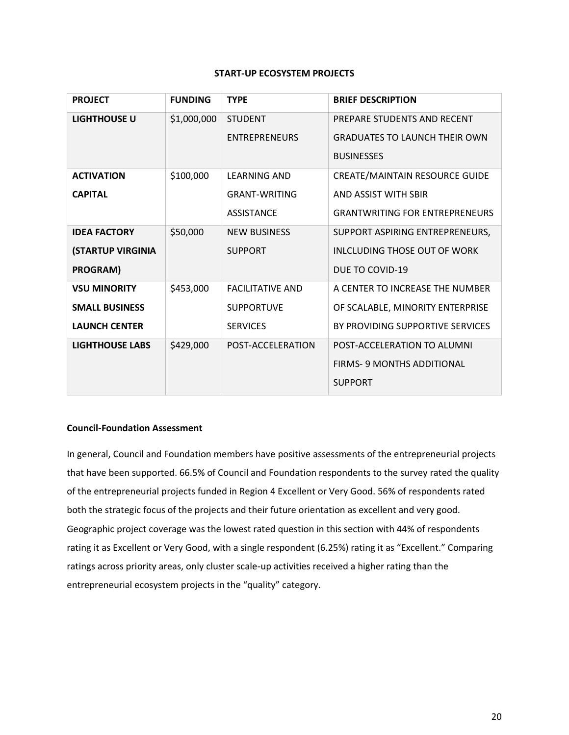**START-UP ECOSYSTEM PROJECTS**

| PROJECT | FUNDING | TYPE | BRIEF DESCRIPTION |
| --- | --- | --- | --- |
| **LIGHTHOUSE U** | $1,000,000 | STUDENT ENTREPRENEURS | PREPARE STUDENTS AND RECENT GRADUATES TO LAUNCH THEIR OWN BUSINESSES |
| **ACTIVATION CAPITAL** | $100,000 | LEARNING AND GRANT-WRITING ASSISTANCE | CREATE/MAINTAIN RESOURCE GUIDE AND ASSIST WITH SBIR GRANTWRITING FOR ENTREPRENEURS |
| **IDEA FACTORY (STARTUP VIRGINIA PROGRAM)** | $50,000 | NEW BUSINESS SUPPORT | SUPPORT ASPIRING ENTREPRENEURS, INLCLUDING THOSE OUT OF WORK DUE TO COVID-19 |
| **VSU MINORITY SMALL BUSINESS LAUNCH CENTER** | $453,000 | FACILITATIVE AND SUPPORTUVE SERVICES | A CENTER TO INCREASE THE NUMBER OF SCALABLE, MINORITY ENTERPRISE BY PROVIDING SUPPORTIVE SERVICES |
| **LIGHTHOUSE LABS** | $429,000 | POST-ACCELERATION | POST-ACCELERATION TO ALUMNI FIRMS- 9 MONTHS ADDITIONAL SUPPORT |

**Council-Foundation Assessment**

In general, Council and Foundation members have positive assessments of the entrepreneurial projects that have been supported. 66.5% of Council and Foundation respondents to the survey rated the quality of the entrepreneurial projects funded in Region 4 Excellent or Very Good. 56% of respondents rated both the strategic focus of the projects and their future orientation as excellent and very good. Geographic project coverage was the lowest rated question in this section with 44% of respondents rating it as Excellent or Very Good, with a single respondent (6.25%) rating it as "Excellent." Comparing ratings across priority areas, only cluster scale-up activities received a higher rating than the entrepreneurial ecosystem projects in the "quality" category.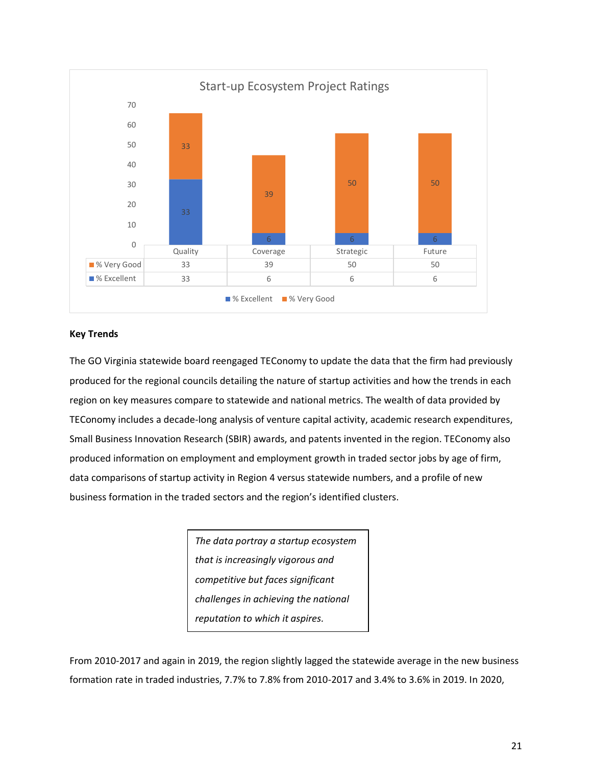Start-up Ecosystem Project Ratings

70
60
50
40
30
20
10
0

Quality
Coverage
Strategic
Future

% Very Good 33 39 50 50
% Excellent 33 6 6 6

% Excellent % Very Good

**Key Trends**

The GO Virginia statewide board reengaged TEConomy to update the data that the firm had previously produced for the regional councils detailing the nature of startup activities and how the trends in each region on key measures compare to statewide and national metrics. The wealth of data provided by TEConomy includes a decade-long analysis of venture capital activity, academic research expenditures, Small Business Innovation Research (SBIR) awards, and patents invented in the region. TEConomy also produced information on employment and employment growth in traded sector jobs by age of firm, data comparisons of startup activity in Region 4 versus statewide numbers, and a profile of new business formation in the traded sectors and the region's identified clusters.

*The data portray a startup ecosystem that is increasingly vigorous and competitive but faces significant challenges in achieving the national reputation to which it aspires.*

From 2010-2017 and again in 2019, the region slightly lagged the statewide average in the new business formation rate in traded industries, 7.7% to 7.8% from 2010-2017 and 3.4% to 3.6% in 2019. In 2020,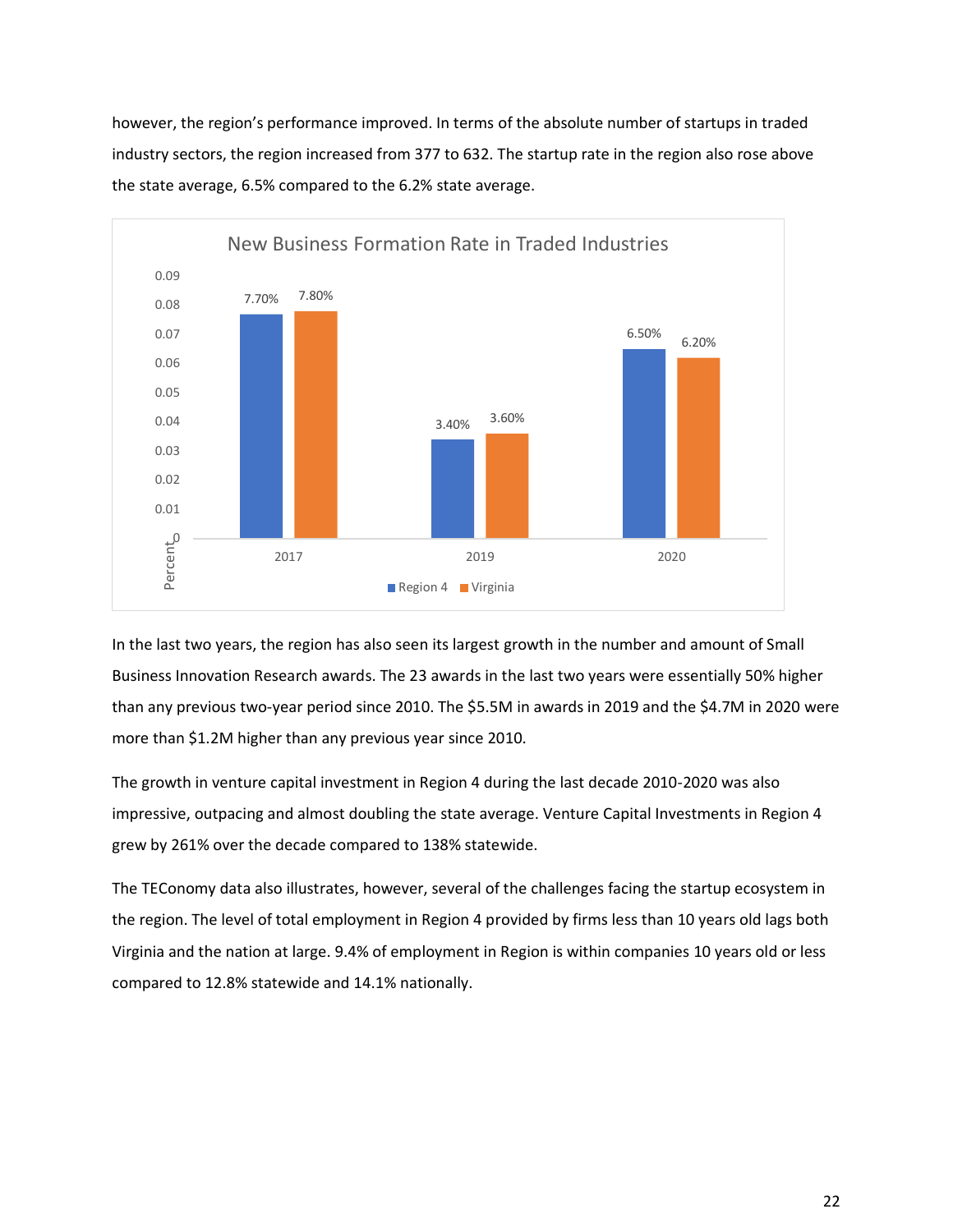however, the region's performance improved. In terms of the absolute number of startups in traded industry sectors, the region increased from 377 to 632. The startup rate in the region also rose above the state average, 6.5% compared to the 6.2% state average.

New Business Formation Rate in Traded Industries

Percent

0.09
0.08
0.07
0.06
0.05
0.04
0.03
0.02
0.01
0

2017: 7.70% 7.80%
2019: 3.40% 3.60%
2020: 6.50% 6.20%

Region 4
Virginia

In the last two years, the region has also seen its largest growth in the number and amount of Small Business Innovation Research awards. The 23 awards in the last two years were essentially 50% higher than any previous two-year period since 2010. The $5.5M in awards in 2019 and the $4.7M in 2020 were more than $1.2M higher than any previous year since 2010.

The growth in venture capital investment in Region 4 during the last decade 2010-2020 was also impressive, outpacing and almost doubling the state average. Venture Capital Investments in Region 4 grew by 261% over the decade compared to 138% statewide.

The TEConomy data also illustrates, however, several of the challenges facing the startup ecosystem in the region. The level of total employment in Region 4 provided by firms less than 10 years old lags both Virginia and the nation at large. 9.4% of employment in Region is within companies 10 years old or less compared to 12.8% statewide and 14.1% nationally.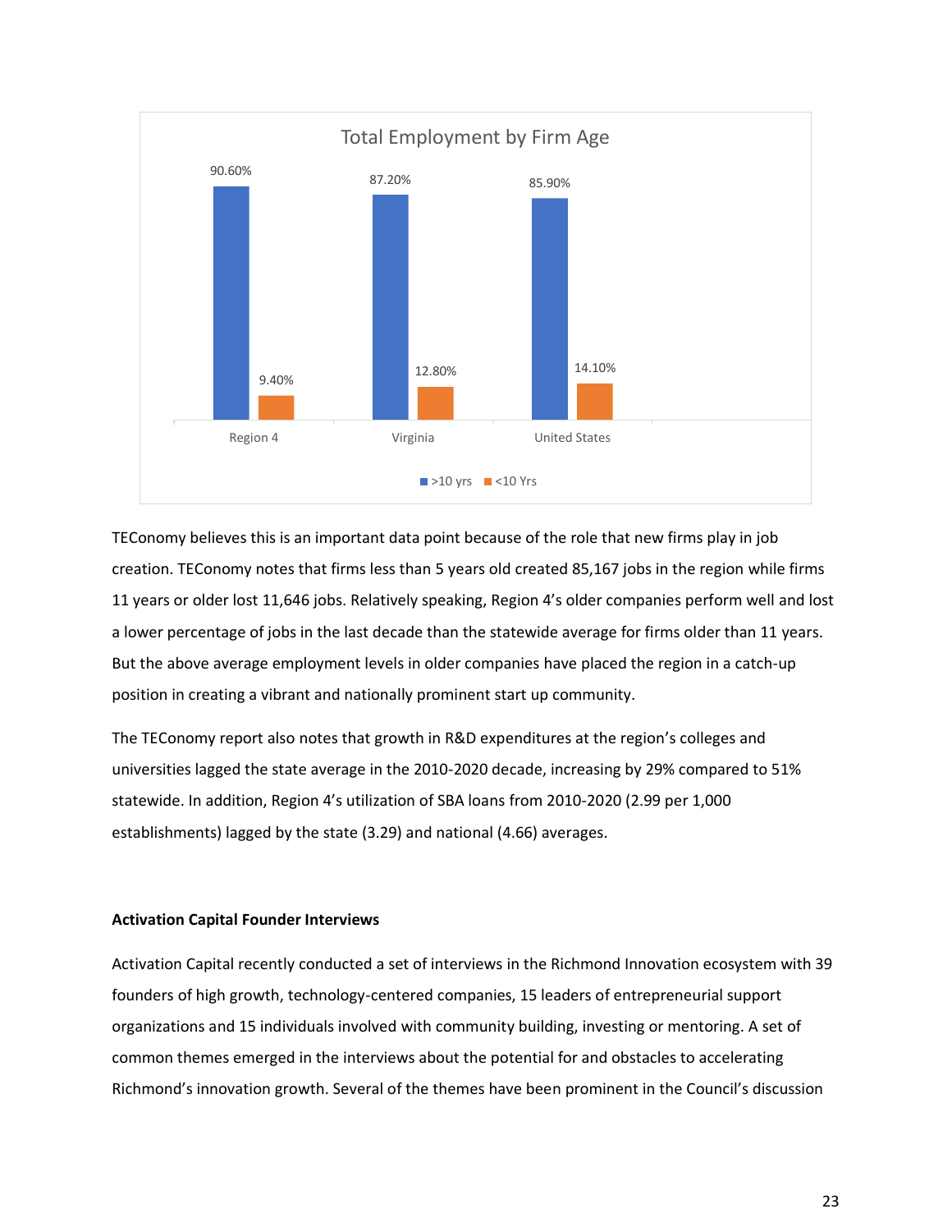Total Employment by Firm Age

90.60%
9.40%
87.20%
12.80%
85.90%
14.10%

Region 4
Virginia
United States

>10 yrs
<10 Yrs

TEConomy believes this is an important data point because of the role that new firms play in job creation. TEConomy notes that firms less than 5 years old created 85,167 jobs in the region while firms 11 years or older lost 11,646 jobs. Relatively speaking, Region 4's older companies perform well and lost a lower percentage of jobs in the last decade than the statewide average for firms older than 11 years. But the above average employment levels in older companies have placed the region in a catch-up position in creating a vibrant and nationally prominent start up community.

The TEConomy report also notes that growth in R&D expenditures at the region's colleges and universities lagged the state average in the 2010-2020 decade, increasing by 29% compared to 51% statewide. In addition, Region 4's utilization of SBA loans from 2010-2020 (2.99 per 1,000 establishments) lagged by the state (3.29) and national (4.66) averages.

**Activation Capital Founder Interviews**

Activation Capital recently conducted a set of interviews in the Richmond Innovation ecosystem with 39 founders of high growth, technology-centered companies, 15 leaders of entrepreneurial support organizations and 15 individuals involved with community building, investing or mentoring. A set of common themes emerged in the interviews about the potential for and obstacles to accelerating Richmond's innovation growth. Several of the themes have been prominent in the Council's discussion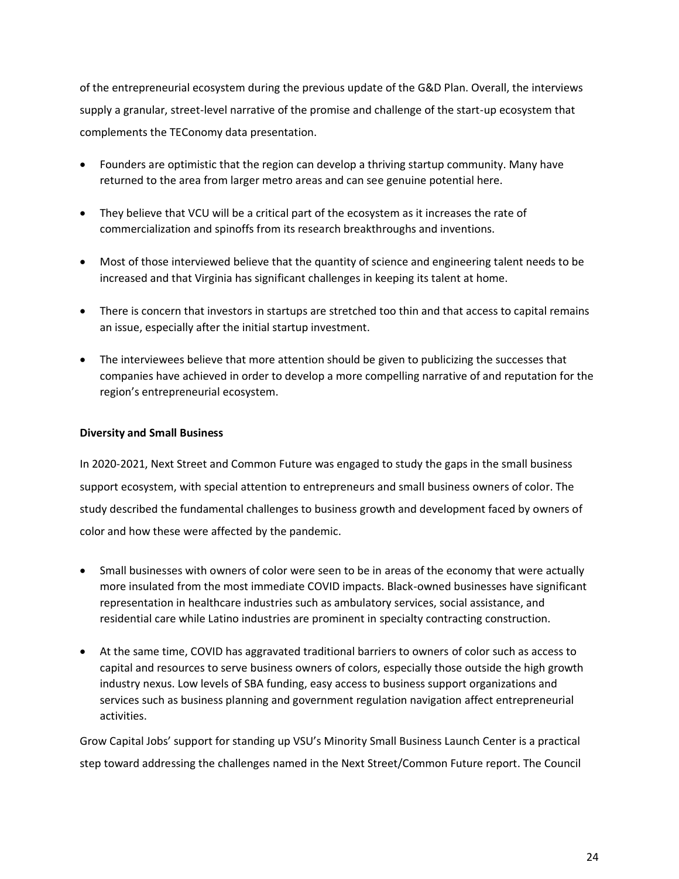of the entrepreneurial ecosystem during the previous update of the G&D Plan. Overall, the interviews supply a granular, street-level narrative of the promise and challenge of the start-up ecosystem that complements the TEConomy data presentation.

- Founders are optimistic that the region can develop a thriving startup community. Many have returned to the area from larger metro areas and can see genuine potential here.
- They believe that VCU will be a critical part of the ecosystem as it increases the rate of commercialization and spinoffs from its research breakthroughs and inventions.
- Most of those interviewed believe that the quantity of science and engineering talent needs to be increased and that Virginia has significant challenges in keeping its talent at home.
- There is concern that investors in startups are stretched too thin and that access to capital remains an issue, especially after the initial startup investment.
- The interviewees believe that more attention should be given to publicizing the successes that companies have achieved in order to develop a more compelling narrative of and reputation for the region's entrepreneurial ecosystem.

**Diversity and Small Business**

In 2020-2021, Next Street and Common Future was engaged to study the gaps in the small business support ecosystem, with special attention to entrepreneurs and small business owners of color. The study described the fundamental challenges to business growth and development faced by owners of color and how these were affected by the pandemic.

- Small businesses with owners of color were seen to be in areas of the economy that were actually more insulated from the most immediate COVID impacts. Black-owned businesses have significant representation in healthcare industries such as ambulatory services, social assistance, and residential care while Latino industries are prominent in specialty contracting construction.
- At the same time, COVID has aggravated traditional barriers to owners of color such as access to capital and resources to serve business owners of colors, especially those outside the high growth industry nexus. Low levels of SBA funding, easy access to business support organizations and services such as business planning and government regulation navigation affect entrepreneurial activities.

Grow Capital Jobs' support for standing up VSU's Minority Small Business Launch Center is a practical step toward addressing the challenges named in the Next Street/Common Future report. The Council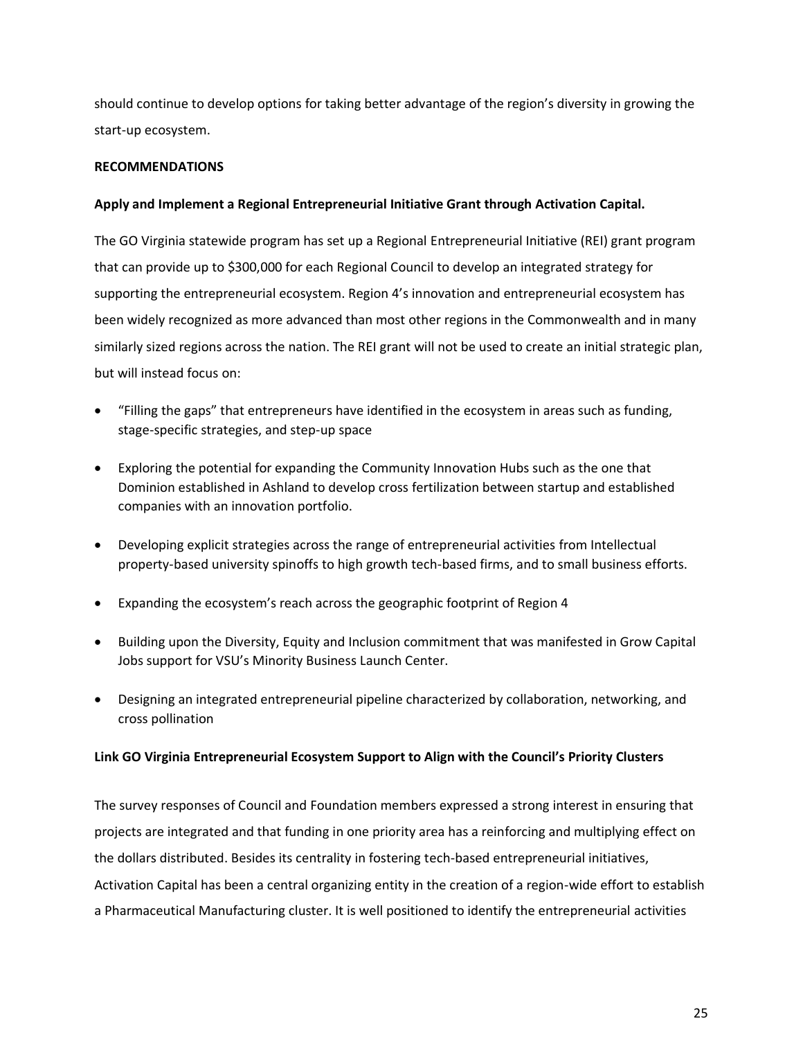should continue to develop options for taking better advantage of the region's diversity in growing the start-up ecosystem.

**RECOMMENDATIONS**

**Apply and Implement a Regional Entrepreneurial Initiative Grant through Activation Capital.**

The GO Virginia statewide program has set up a Regional Entrepreneurial Initiative (REI) grant program that can provide up to $300,000 for each Regional Council to develop an integrated strategy for supporting the entrepreneurial ecosystem. Region 4's innovation and entrepreneurial ecosystem has been widely recognized as more advanced than most other regions in the Commonwealth and in many similarly sized regions across the nation. The REI grant will not be used to create an initial strategic plan, but will instead focus on:

- "Filling the gaps" that entrepreneurs have identified in the ecosystem in areas such as funding, stage-specific strategies, and step-up space
- Exploring the potential for expanding the Community Innovation Hubs such as the one that Dominion established in Ashland to develop cross fertilization between startup and established companies with an innovation portfolio.
- Developing explicit strategies across the range of entrepreneurial activities from Intellectual property-based university spinoffs to high growth tech-based firms, and to small business efforts.
- Expanding the ecosystem's reach across the geographic footprint of Region 4
- Building upon the Diversity, Equity and Inclusion commitment that was manifested in Grow Capital Jobs support for VSU's Minority Business Launch Center.
- Designing an integrated entrepreneurial pipeline characterized by collaboration, networking, and cross pollination

**Link GO Virginia Entrepreneurial Ecosystem Support to Align with the Council's Priority Clusters**

The survey responses of Council and Foundation members expressed a strong interest in ensuring that projects are integrated and that funding in one priority area has a reinforcing and multiplying effect on the dollars distributed. Besides its centrality in fostering tech-based entrepreneurial initiatives, Activation Capital has been a central organizing entity in the creation of a region-wide effort to establish a Pharmaceutical Manufacturing cluster. It is well positioned to identify the entrepreneurial activities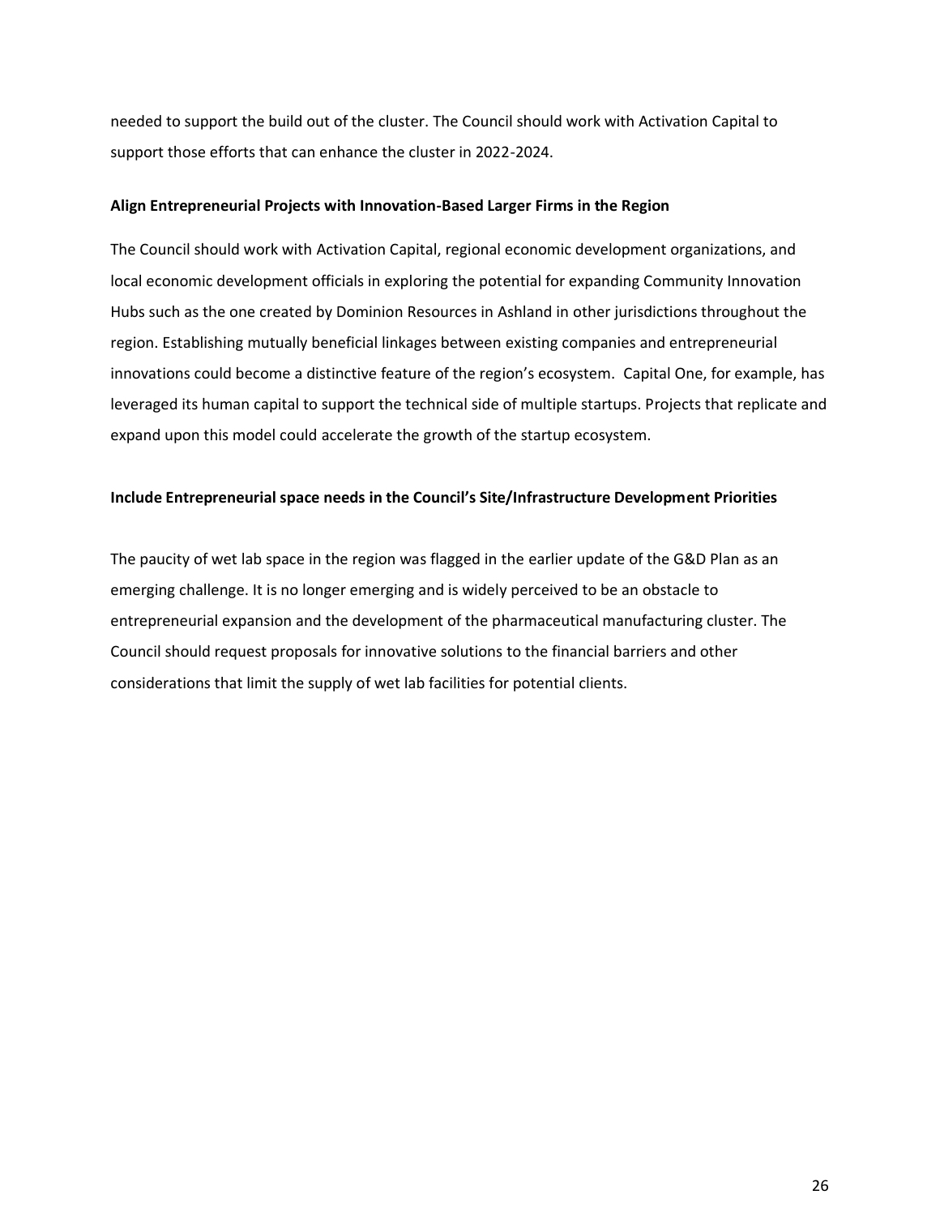needed to support the build out of the cluster. The Council should work with Activation Capital to support those efforts that can enhance the cluster in 2022-2024.

**Align Entrepreneurial Projects with Innovation-Based Larger Firms in the Region**

The Council should work with Activation Capital, regional economic development organizations, and local economic development officials in exploring the potential for expanding Community Innovation Hubs such as the one created by Dominion Resources in Ashland in other jurisdictions throughout the region. Establishing mutually beneficial linkages between existing companies and entrepreneurial innovations could become a distinctive feature of the region's ecosystem. Capital One, for example, has leveraged its human capital to support the technical side of multiple startups. Projects that replicate and expand upon this model could accelerate the growth of the startup ecosystem.

**Include Entrepreneurial space needs in the Council's Site/Infrastructure Development Priorities**

The paucity of wet lab space in the region was flagged in the earlier update of the G&D Plan as an emerging challenge. It is no longer emerging and is widely perceived to be an obstacle to entrepreneurial expansion and the development of the pharmaceutical manufacturing cluster. The Council should request proposals for innovative solutions to the financial barriers and other considerations that limit the supply of wet lab facilities for potential clients.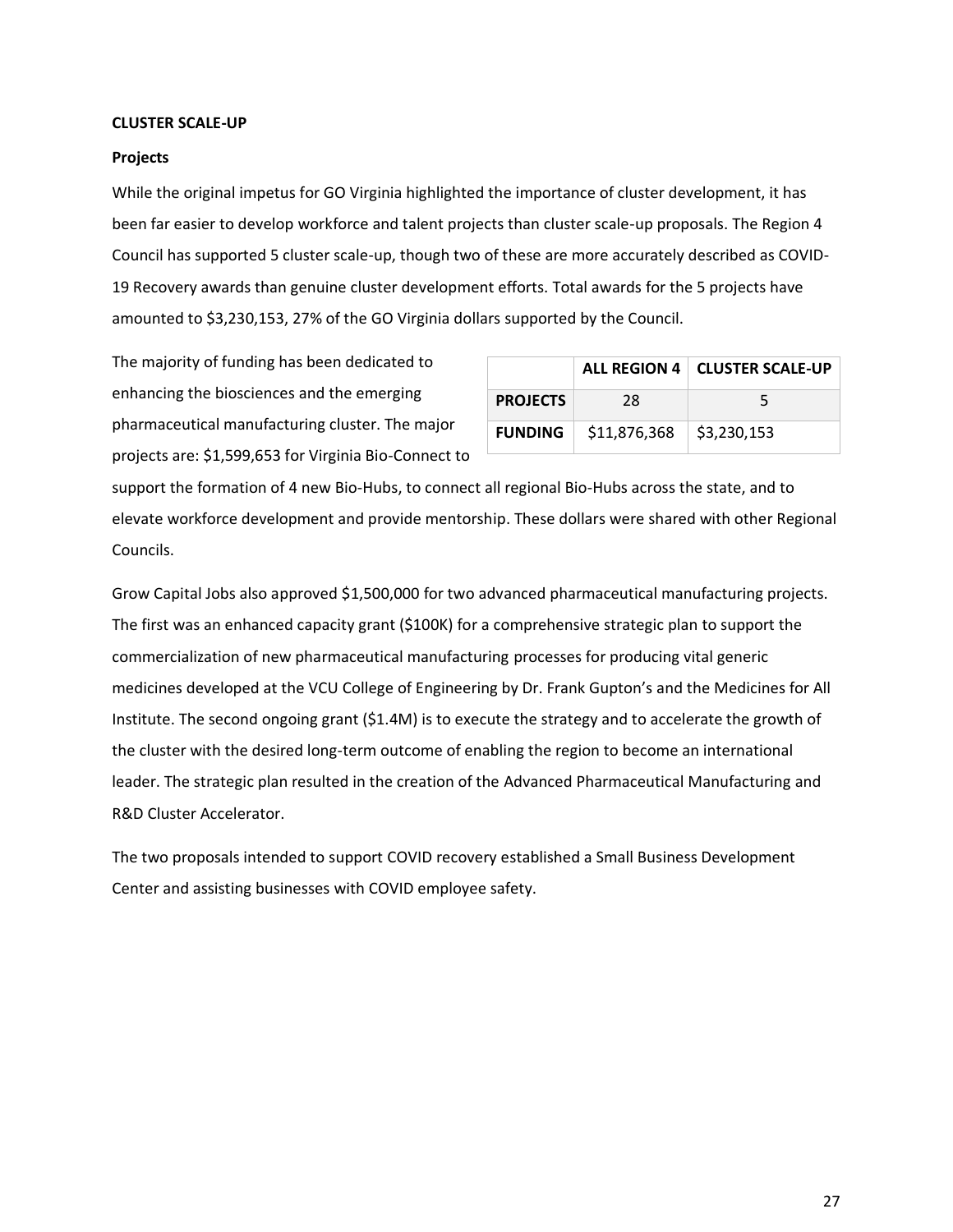**CLUSTER SCALE-UP**

**Projects**

While the original impetus for GO Virginia highlighted the importance of cluster development, it has been far easier to develop workforce and talent projects than cluster scale-up proposals. The Region 4 Council has supported 5 cluster scale-up, though two of these are more accurately described as COVID-19 Recovery awards than genuine cluster development efforts. Total awards for the 5 projects have amounted to $3,230,153, 27% of the GO Virginia dollars supported by the Council.

| | ALL REGION 4 | CLUSTER SCALE-UP |
|---|---|---|
| **PROJECTS** | 28 | 5 |
| **FUNDING** | $11,876,368 | $3,230,153 |

The majority of funding has been dedicated to enhancing the biosciences and the emerging pharmaceutical manufacturing cluster. The major projects are: $1,599,653 for Virginia Bio-Connect to support the formation of 4 new Bio-Hubs, to connect all regional Bio-Hubs across the state, and to elevate workforce development and provide mentorship. These dollars were shared with other Regional Councils.

Grow Capital Jobs also approved $1,500,000 for two advanced pharmaceutical manufacturing projects. The first was an enhanced capacity grant ($100K) for a comprehensive strategic plan to support the commercialization of new pharmaceutical manufacturing processes for producing vital generic medicines developed at the VCU College of Engineering by Dr. Frank Gupton's and the Medicines for All Institute. The second ongoing grant ($1.4M) is to execute the strategy and to accelerate the growth of the cluster with the desired long-term outcome of enabling the region to become an international leader. The strategic plan resulted in the creation of the Advanced Pharmaceutical Manufacturing and R&D Cluster Accelerator.

The two proposals intended to support COVID recovery established a Small Business Development Center and assisting businesses with COVID employee safety.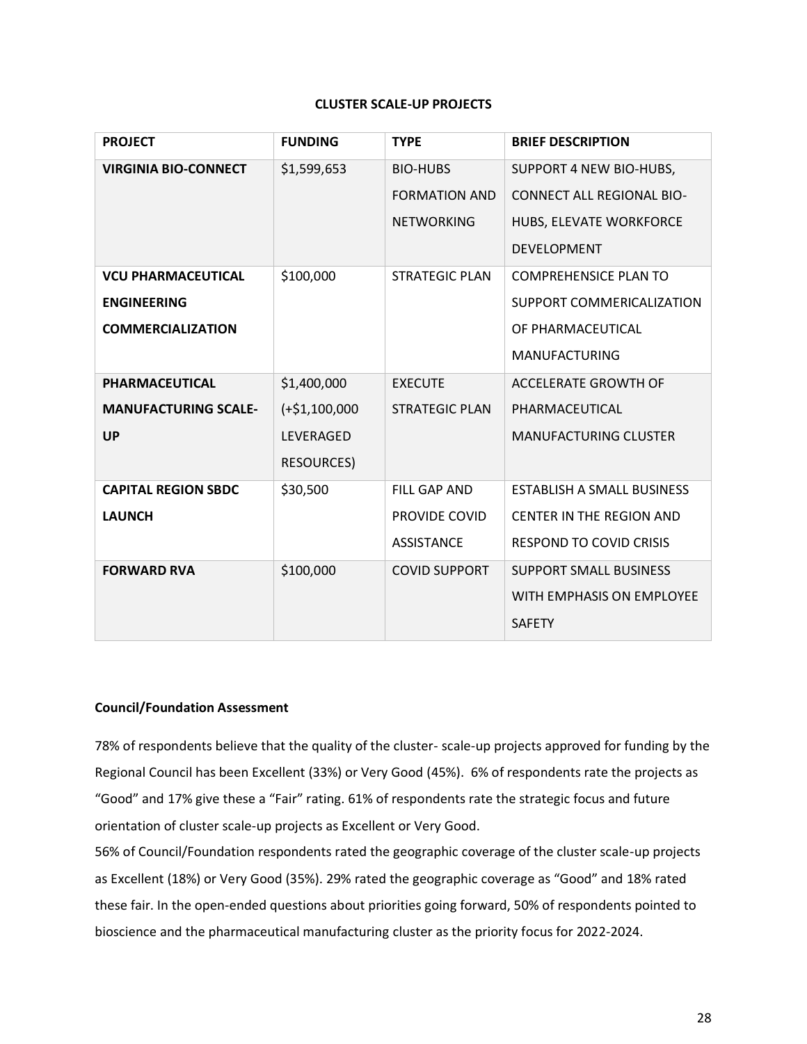**CLUSTER SCALE-UP PROJECTS**

| PROJECT | FUNDING | TYPE | BRIEF DESCRIPTION |
| --- | --- | --- | --- |
| **VIRGINIA BIO-CONNECT** | $1,599,653 | BIO-HUBS FORMATION AND NETWORKING | SUPPORT 4 NEW BIO-HUBS, CONNECT ALL REGIONAL BIO-HUBS, ELEVATE WORKFORCE DEVELOPMENT |
| **VCU PHARMACEUTICAL ENGINEERING COMMERCIALIZATION** | $100,000 | STRATEGIC PLAN | COMPREHENSICE PLAN TO SUPPORT COMMERICALIZATION OF PHARMACEUTICAL MANUFACTURING |
| **PHARMACEUTICAL MANUFACTURING SCALE-UP** | $1,400,000 (+$1,100,000 LEVERAGED RESOURCES) | EXECUTE STRATEGIC PLAN | ACCELERATE GROWTH OF PHARMACEUTICAL MANUFACTURING CLUSTER |
| **CAPITAL REGION SBDC LAUNCH** | $30,500 | FILL GAP AND PROVIDE COVID ASSISTANCE | ESTABLISH A SMALL BUSINESS CENTER IN THE REGION AND RESPOND TO COVID CRISIS |
| **FORWARD RVA** | $100,000 | COVID SUPPORT | SUPPORT SMALL BUSINESS WITH EMPHASIS ON EMPLOYEE SAFETY |

**Council/Foundation Assessment**

78% of respondents believe that the quality of the cluster- scale-up projects approved for funding by the Regional Council has been Excellent (33%) or Very Good (45%). 6% of respondents rate the projects as "Good" and 17% give these a "Fair" rating. 61% of respondents rate the strategic focus and future orientation of cluster scale-up projects as Excellent or Very Good.

56% of Council/Foundation respondents rated the geographic coverage of the cluster scale-up projects as Excellent (18%) or Very Good (35%). 29% rated the geographic coverage as "Good" and 18% rated these fair. In the open-ended questions about priorities going forward, 50% of respondents pointed to bioscience and the pharmaceutical manufacturing cluster as the priority focus for 2022-2024.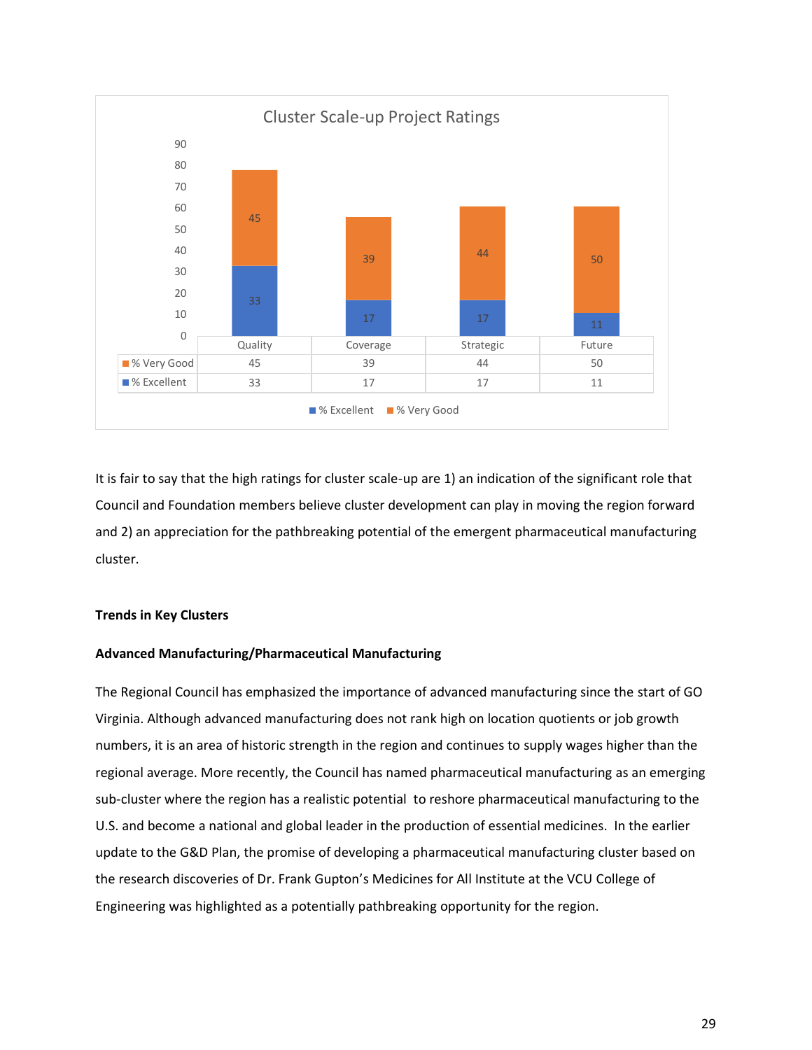Cluster Scale-up Project Ratings

90
80
70
60
50
40
30
20
10
0

Quality
Coverage
Strategic
Future

% Very Good 45 39 44 50
% Excellent 33 17 17 11

% Excellent % Very Good

It is fair to say that the high ratings for cluster scale-up are 1) an indication of the significant role that Council and Foundation members believe cluster development can play in moving the region forward and 2) an appreciation for the pathbreaking potential of the emergent pharmaceutical manufacturing cluster.

**Trends in Key Clusters**

**Advanced Manufacturing/Pharmaceutical Manufacturing**

The Regional Council has emphasized the importance of advanced manufacturing since the start of GO Virginia. Although advanced manufacturing does not rank high on location quotients or job growth numbers, it is an area of historic strength in the region and continues to supply wages higher than the regional average. More recently, the Council has named pharmaceutical manufacturing as an emerging sub-cluster where the region has a realistic potential to reshore pharmaceutical manufacturing to the U.S. and become a national and global leader in the production of essential medicines. In the earlier update to the G&D Plan, the promise of developing a pharmaceutical manufacturing cluster based on the research discoveries of Dr. Frank Gupton's Medicines for All Institute at the VCU College of Engineering was highlighted as a potentially pathbreaking opportunity for the region.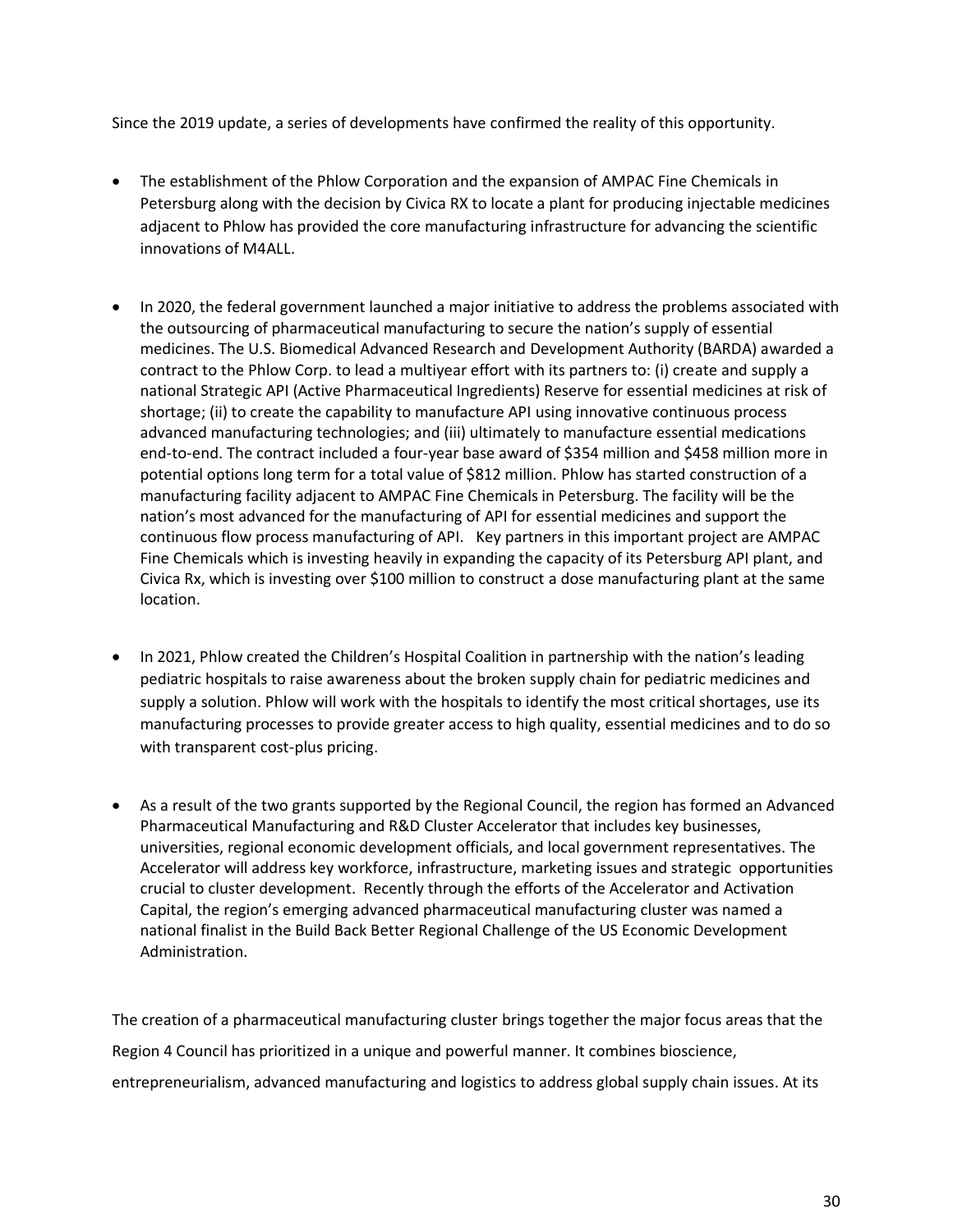Since the 2019 update, a series of developments have confirmed the reality of this opportunity.

- The establishment of the Phlow Corporation and the expansion of AMPAC Fine Chemicals in Petersburg along with the decision by Civica RX to locate a plant for producing injectable medicines adjacent to Phlow has provided the core manufacturing infrastructure for advancing the scientific innovations of M4ALL.

- In 2020, the federal government launched a major initiative to address the problems associated with the outsourcing of pharmaceutical manufacturing to secure the nation's supply of essential medicines. The U.S. Biomedical Advanced Research and Development Authority (BARDA) awarded a contract to the Phlow Corp. to lead a multiyear effort with its partners to: (i) create and supply a national Strategic API (Active Pharmaceutical Ingredients) Reserve for essential medicines at risk of shortage; (ii) to create the capability to manufacture API using innovative continuous process advanced manufacturing technologies; and (iii) ultimately to manufacture essential medications end-to-end. The contract included a four-year base award of $354 million and $458 million more in potential options long term for a total value of $812 million. Phlow has started construction of a manufacturing facility adjacent to AMPAC Fine Chemicals in Petersburg. The facility will be the nation's most advanced for the manufacturing of API for essential medicines and support the continuous flow process manufacturing of API. Key partners in this important project are AMPAC Fine Chemicals which is investing heavily in expanding the capacity of its Petersburg API plant, and Civica Rx, which is investing over $100 million to construct a dose manufacturing plant at the same location.

- In 2021, Phlow created the Children's Hospital Coalition in partnership with the nation's leading pediatric hospitals to raise awareness about the broken supply chain for pediatric medicines and supply a solution. Phlow will work with the hospitals to identify the most critical shortages, use its manufacturing processes to provide greater access to high quality, essential medicines and to do so with transparent cost-plus pricing.

- As a result of the two grants supported by the Regional Council, the region has formed an Advanced Pharmaceutical Manufacturing and R&D Cluster Accelerator that includes key businesses, universities, regional economic development officials, and local government representatives. The Accelerator will address key workforce, infrastructure, marketing issues and strategic opportunities crucial to cluster development. Recently through the efforts of the Accelerator and Activation Capital, the region's emerging advanced pharmaceutical manufacturing cluster was named a national finalist in the Build Back Better Regional Challenge of the US Economic Development Administration.

The creation of a pharmaceutical manufacturing cluster brings together the major focus areas that the Region 4 Council has prioritized in a unique and powerful manner. It combines bioscience, entrepreneurialism, advanced manufacturing and logistics to address global supply chain issues. At its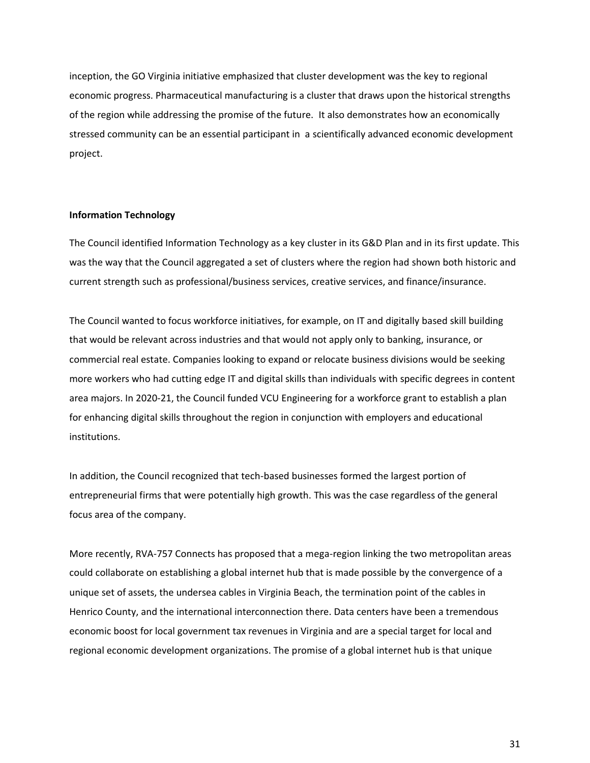inception, the GO Virginia initiative emphasized that cluster development was the key to regional economic progress. Pharmaceutical manufacturing is a cluster that draws upon the historical strengths of the region while addressing the promise of the future. It also demonstrates how an economically stressed community can be an essential participant in a scientifically advanced economic development project.

**Information Technology**

The Council identified Information Technology as a key cluster in its G&D Plan and in its first update. This was the way that the Council aggregated a set of clusters where the region had shown both historic and current strength such as professional/business services, creative services, and finance/insurance.

The Council wanted to focus workforce initiatives, for example, on IT and digitally based skill building that would be relevant across industries and that would not apply only to banking, insurance, or commercial real estate. Companies looking to expand or relocate business divisions would be seeking more workers who had cutting edge IT and digital skills than individuals with specific degrees in content area majors. In 2020-21, the Council funded VCU Engineering for a workforce grant to establish a plan for enhancing digital skills throughout the region in conjunction with employers and educational institutions.

In addition, the Council recognized that tech-based businesses formed the largest portion of entrepreneurial firms that were potentially high growth. This was the case regardless of the general focus area of the company.

More recently, RVA-757 Connects has proposed that a mega-region linking the two metropolitan areas could collaborate on establishing a global internet hub that is made possible by the convergence of a unique set of assets, the undersea cables in Virginia Beach, the termination point of the cables in Henrico County, and the international interconnection there. Data centers have been a tremendous economic boost for local government tax revenues in Virginia and are a special target for local and regional economic development organizations. The promise of a global internet hub is that unique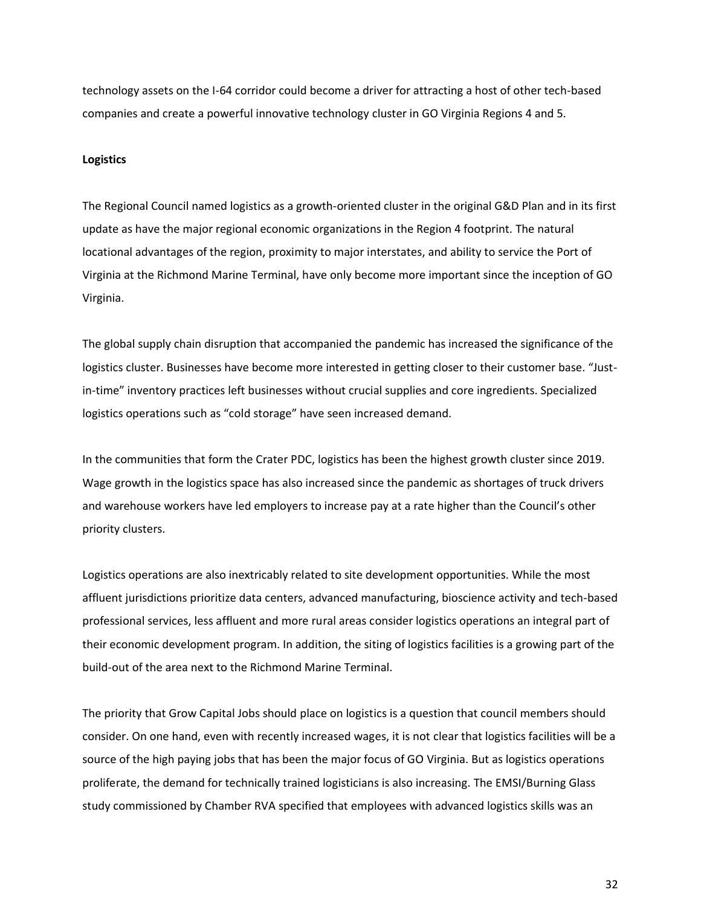technology assets on the I-64 corridor could become a driver for attracting a host of other tech-based companies and create a powerful innovative technology cluster in GO Virginia Regions 4 and 5.

**Logistics**

The Regional Council named logistics as a growth-oriented cluster in the original G&D Plan and in its first update as have the major regional economic organizations in the Region 4 footprint. The natural locational advantages of the region, proximity to major interstates, and ability to service the Port of Virginia at the Richmond Marine Terminal, have only become more important since the inception of GO Virginia.

The global supply chain disruption that accompanied the pandemic has increased the significance of the logistics cluster. Businesses have become more interested in getting closer to their customer base. "Just-in-time" inventory practices left businesses without crucial supplies and core ingredients. Specialized logistics operations such as "cold storage" have seen increased demand.

In the communities that form the Crater PDC, logistics has been the highest growth cluster since 2019. Wage growth in the logistics space has also increased since the pandemic as shortages of truck drivers and warehouse workers have led employers to increase pay at a rate higher than the Council's other priority clusters.

Logistics operations are also inextricably related to site development opportunities. While the most affluent jurisdictions prioritize data centers, advanced manufacturing, bioscience activity and tech-based professional services, less affluent and more rural areas consider logistics operations an integral part of their economic development program. In addition, the siting of logistics facilities is a growing part of the build-out of the area next to the Richmond Marine Terminal.

The priority that Grow Capital Jobs should place on logistics is a question that council members should consider. On one hand, even with recently increased wages, it is not clear that logistics facilities will be a source of the high paying jobs that has been the major focus of GO Virginia. But as logistics operations proliferate, the demand for technically trained logisticians is also increasing. The EMSI/Burning Glass study commissioned by Chamber RVA specified that employees with advanced logistics skills was an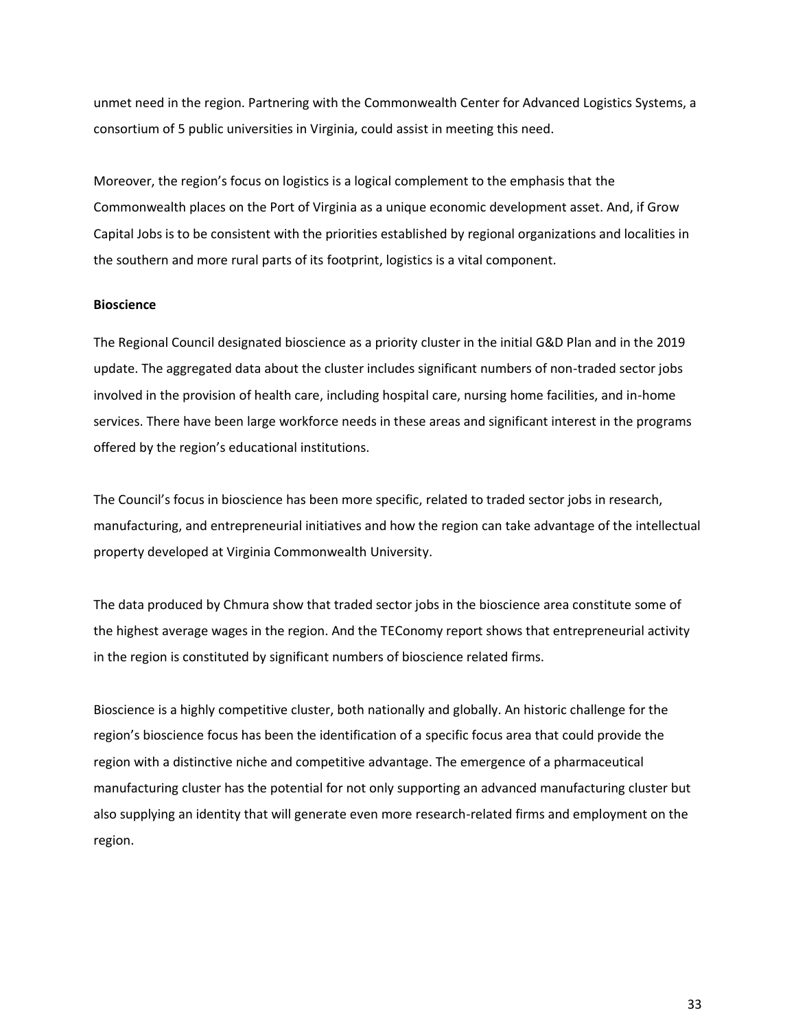unmet need in the region. Partnering with the Commonwealth Center for Advanced Logistics Systems, a consortium of 5 public universities in Virginia, could assist in meeting this need.

Moreover, the region's focus on logistics is a logical complement to the emphasis that the Commonwealth places on the Port of Virginia as a unique economic development asset. And, if Grow Capital Jobs is to be consistent with the priorities established by regional organizations and localities in the southern and more rural parts of its footprint, logistics is a vital component.

**Bioscience**

The Regional Council designated bioscience as a priority cluster in the initial G&D Plan and in the 2019 update. The aggregated data about the cluster includes significant numbers of non-traded sector jobs involved in the provision of health care, including hospital care, nursing home facilities, and in-home services. There have been large workforce needs in these areas and significant interest in the programs offered by the region's educational institutions.

The Council's focus in bioscience has been more specific, related to traded sector jobs in research, manufacturing, and entrepreneurial initiatives and how the region can take advantage of the intellectual property developed at Virginia Commonwealth University.

The data produced by Chmura show that traded sector jobs in the bioscience area constitute some of the highest average wages in the region. And the TEConomy report shows that entrepreneurial activity in the region is constituted by significant numbers of bioscience related firms.

Bioscience is a highly competitive cluster, both nationally and globally. An historic challenge for the region's bioscience focus has been the identification of a specific focus area that could provide the region with a distinctive niche and competitive advantage. The emergence of a pharmaceutical manufacturing cluster has the potential for not only supporting an advanced manufacturing cluster but also supplying an identity that will generate even more research-related firms and employment on the region.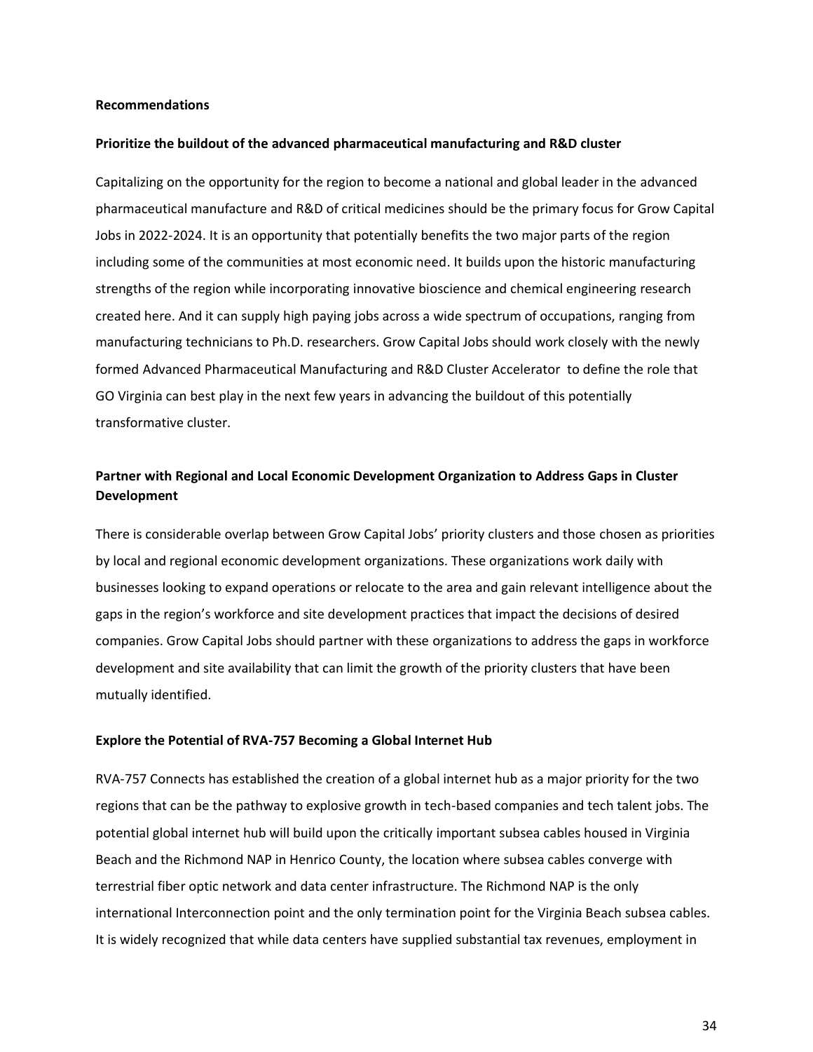**Recommendations**

**Prioritize the buildout of the advanced pharmaceutical manufacturing and R&D cluster**

Capitalizing on the opportunity for the region to become a national and global leader in the advanced pharmaceutical manufacture and R&D of critical medicines should be the primary focus for Grow Capital Jobs in 2022-2024. It is an opportunity that potentially benefits the two major parts of the region including some of the communities at most economic need. It builds upon the historic manufacturing strengths of the region while incorporating innovative bioscience and chemical engineering research created here. And it can supply high paying jobs across a wide spectrum of occupations, ranging from manufacturing technicians to Ph.D. researchers. Grow Capital Jobs should work closely with the newly formed Advanced Pharmaceutical Manufacturing and R&D Cluster Accelerator to define the role that GO Virginia can best play in the next few years in advancing the buildout of this potentially transformative cluster.

**Partner with Regional and Local Economic Development Organization to Address Gaps in Cluster Development**

There is considerable overlap between Grow Capital Jobs' priority clusters and those chosen as priorities by local and regional economic development organizations. These organizations work daily with businesses looking to expand operations or relocate to the area and gain relevant intelligence about the gaps in the region's workforce and site development practices that impact the decisions of desired companies. Grow Capital Jobs should partner with these organizations to address the gaps in workforce development and site availability that can limit the growth of the priority clusters that have been mutually identified.

**Explore the Potential of RVA-757 Becoming a Global Internet Hub**

RVA-757 Connects has established the creation of a global internet hub as a major priority for the two regions that can be the pathway to explosive growth in tech-based companies and tech talent jobs. The potential global internet hub will build upon the critically important subsea cables housed in Virginia Beach and the Richmond NAP in Henrico County, the location where subsea cables converge with terrestrial fiber optic network and data center infrastructure. The Richmond NAP is the only international Interconnection point and the only termination point for the Virginia Beach subsea cables. It is widely recognized that while data centers have supplied substantial tax revenues, employment in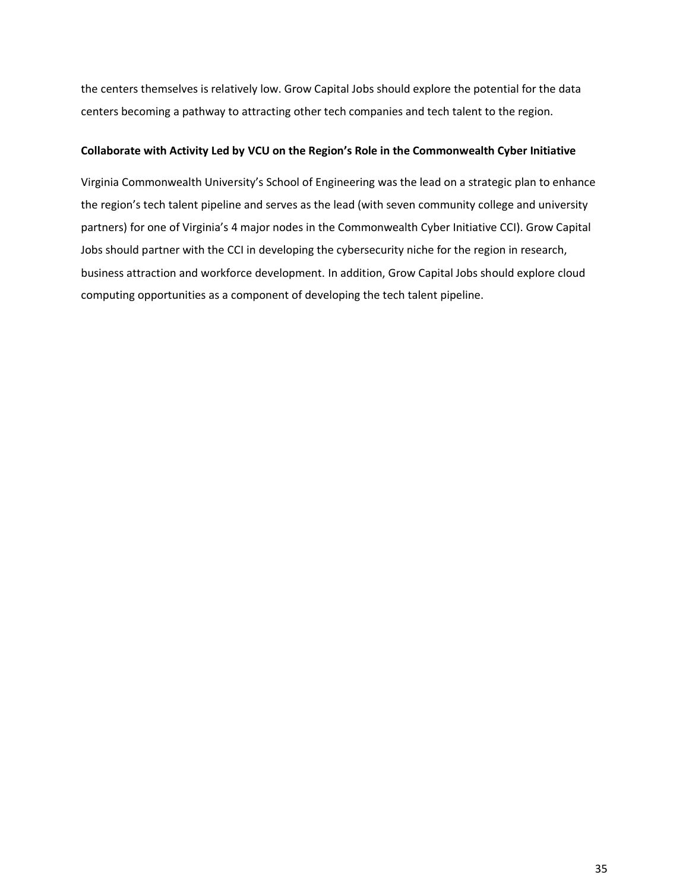the centers themselves is relatively low. Grow Capital Jobs should explore the potential for the data centers becoming a pathway to attracting other tech companies and tech talent to the region.

**Collaborate with Activity Led by VCU on the Region's Role in the Commonwealth Cyber Initiative**

Virginia Commonwealth University's School of Engineering was the lead on a strategic plan to enhance the region's tech talent pipeline and serves as the lead (with seven community college and university partners) for one of Virginia's 4 major nodes in the Commonwealth Cyber Initiative CCI). Grow Capital Jobs should partner with the CCI in developing the cybersecurity niche for the region in research, business attraction and workforce development. In addition, Grow Capital Jobs should explore cloud computing opportunities as a component of developing the tech talent pipeline.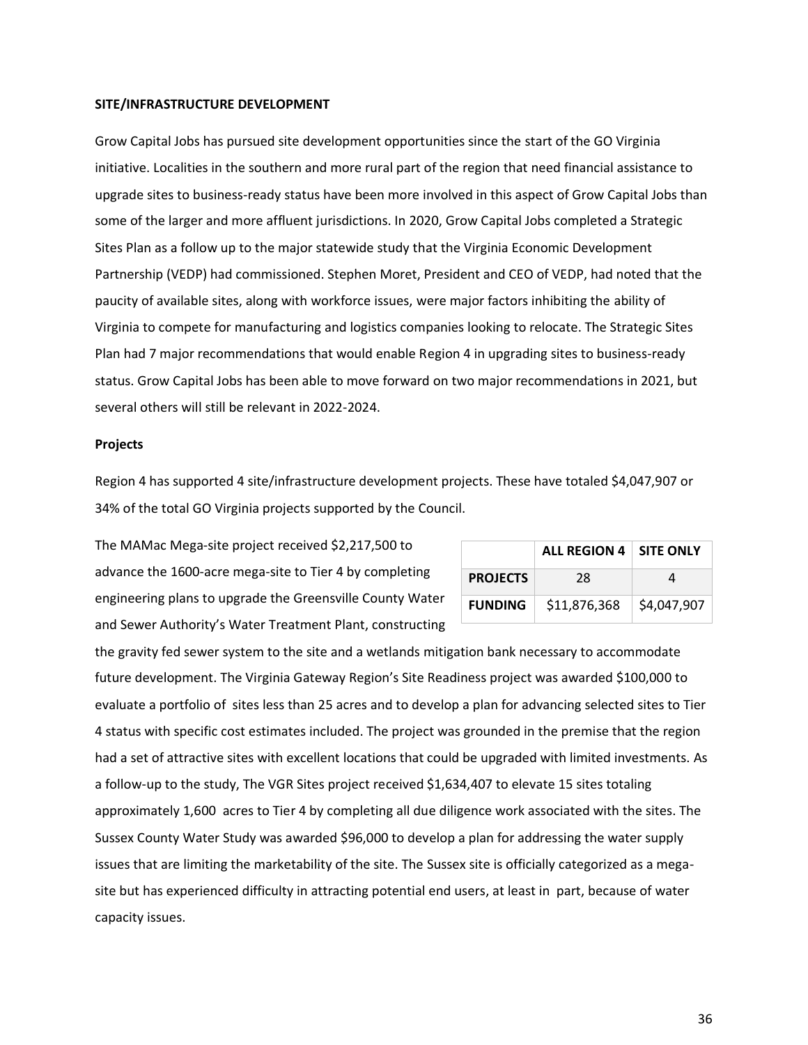**SITE/INFRASTRUCTURE DEVELOPMENT**

Grow Capital Jobs has pursued site development opportunities since the start of the GO Virginia initiative. Localities in the southern and more rural part of the region that need financial assistance to upgrade sites to business-ready status have been more involved in this aspect of Grow Capital Jobs than some of the larger and more affluent jurisdictions. In 2020, Grow Capital Jobs completed a Strategic Sites Plan as a follow up to the major statewide study that the Virginia Economic Development Partnership (VEDP) had commissioned. Stephen Moret, President and CEO of VEDP, had noted that the paucity of available sites, along with workforce issues, were major factors inhibiting the ability of Virginia to compete for manufacturing and logistics companies looking to relocate. The Strategic Sites Plan had 7 major recommendations that would enable Region 4 in upgrading sites to business-ready status. Grow Capital Jobs has been able to move forward on two major recommendations in 2021, but several others will still be relevant in 2022-2024.

**Projects**

Region 4 has supported 4 site/infrastructure development projects. These have totaled $4,047,907 or 34% of the total GO Virginia projects supported by the Council.

| | ALL REGION 4 | SITE ONLY |
|---|---|---|
| **PROJECTS** | 28 | 4 |
| **FUNDING** | $11,876,368 | $4,047,907 |

The MAMac Mega-site project received $2,217,500 to advance the 1600-acre mega-site to Tier 4 by completing engineering plans to upgrade the Greensville County Water and Sewer Authority's Water Treatment Plant, constructing the gravity fed sewer system to the site and a wetlands mitigation bank necessary to accommodate future development. The Virginia Gateway Region's Site Readiness project was awarded $100,000 to evaluate a portfolio of sites less than 25 acres and to develop a plan for advancing selected sites to Tier 4 status with specific cost estimates included. The project was grounded in the premise that the region had a set of attractive sites with excellent locations that could be upgraded with limited investments. As a follow-up to the study, The VGR Sites project received $1,634,407 to elevate 15 sites totaling approximately 1,600 acres to Tier 4 by completing all due diligence work associated with the sites. The Sussex County Water Study was awarded $96,000 to develop a plan for addressing the water supply issues that are limiting the marketability of the site. The Sussex site is officially categorized as a mega-site but has experienced difficulty in attracting potential end users, at least in part, because of water capacity issues.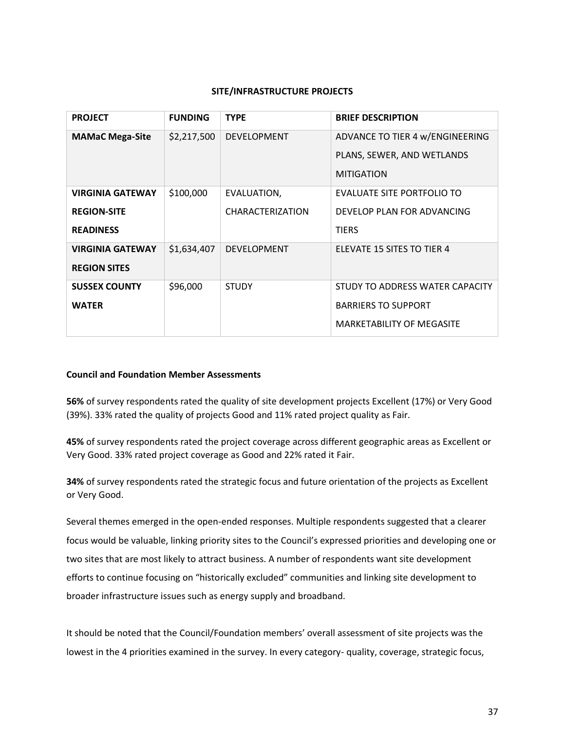**SITE/INFRASTRUCTURE PROJECTS**

| PROJECT | FUNDING | TYPE | BRIEF DESCRIPTION |
|---|---|---|---|
| **MAMaC Mega-Site** | \$2,217,500 | DEVELOPMENT | ADVANCE TO TIER 4 w/ENGINEERING PLANS, SEWER, AND WETLANDS MITIGATION |
| **VIRGINIA GATEWAY REGION-SITE READINESS** | \$100,000 | EVALUATION, CHARACTERIZATION | EVALUATE SITE PORTFOLIO TO DEVELOP PLAN FOR ADVANCING TIERS |
| **VIRGINIA GATEWAY REGION SITES** | \$1,634,407 | DEVELOPMENT | ELEVATE 15 SITES TO TIER 4 |
| **SUSSEX COUNTY WATER** | \$96,000 | STUDY | STUDY TO ADDRESS WATER CAPACITY BARRIERS TO SUPPORT MARKETABILITY OF MEGASITE |

**Council and Foundation Member Assessments**

**56%** of survey respondents rated the quality of site development projects Excellent (17%) or Very Good (39%). 33% rated the quality of projects Good and 11% rated project quality as Fair.

**45%** of survey respondents rated the project coverage across different geographic areas as Excellent or Very Good. 33% rated project coverage as Good and 22% rated it Fair.

**34%** of survey respondents rated the strategic focus and future orientation of the projects as Excellent or Very Good.

Several themes emerged in the open-ended responses. Multiple respondents suggested that a clearer focus would be valuable, linking priority sites to the Council's expressed priorities and developing one or two sites that are most likely to attract business. A number of respondents want site development efforts to continue focusing on "historically excluded" communities and linking site development to broader infrastructure issues such as energy supply and broadband.

It should be noted that the Council/Foundation members' overall assessment of site projects was the lowest in the 4 priorities examined in the survey. In every category- quality, coverage, strategic focus,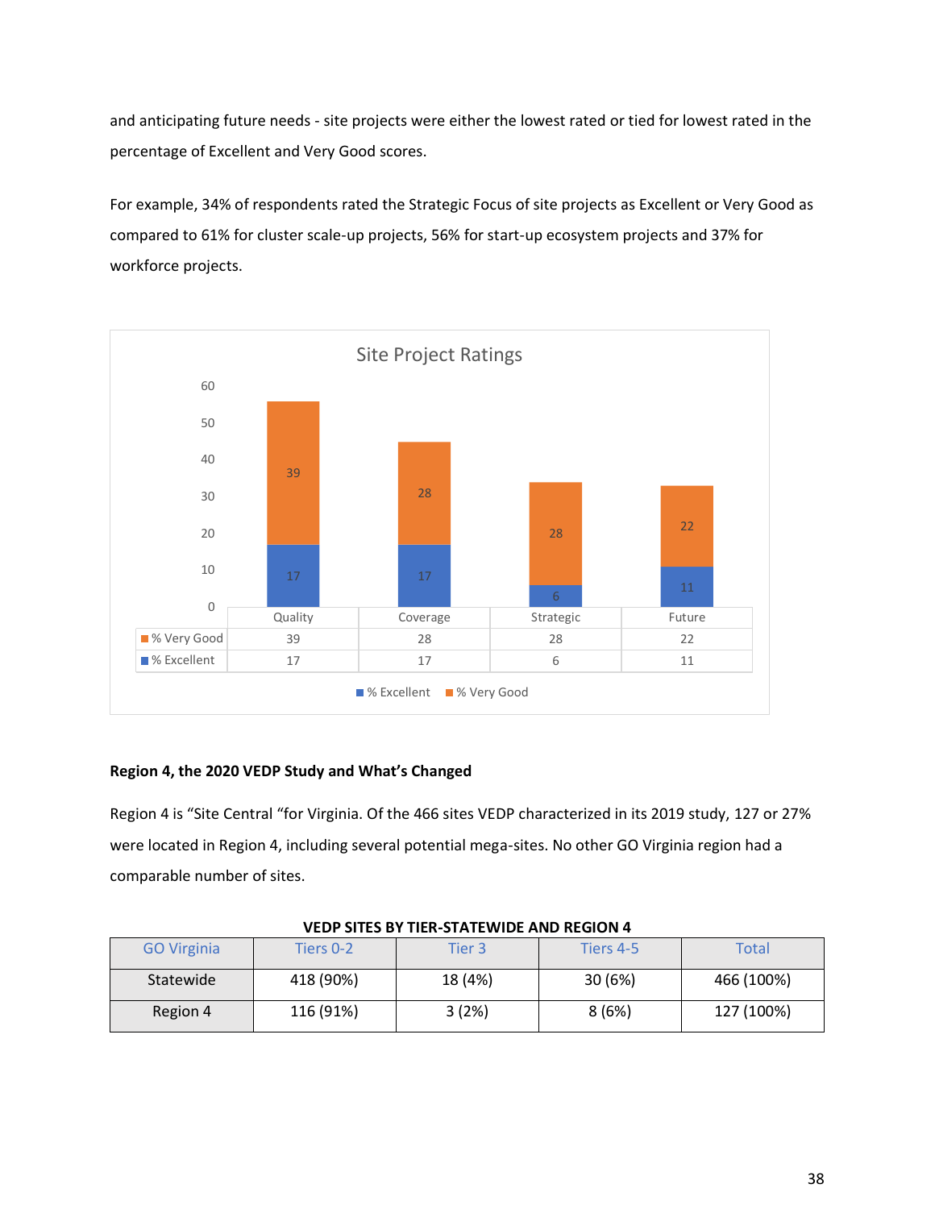and anticipating future needs - site projects were either the lowest rated or tied for lowest rated in the percentage of Excellent and Very Good scores.

For example, 34% of respondents rated the Strategic Focus of site projects as Excellent or Very Good as compared to 61% for cluster scale-up projects, 56% for start-up ecosystem projects and 37% for workforce projects.

Site Project Ratings

60
50
40
30
20
10
0

Quality Coverage Strategic Future

% Very Good 39 28 28 22

% Excellent 17 17 6 11

% Excellent % Very Good

**Region 4, the 2020 VEDP Study and What's Changed**

Region 4 is "Site Central "for Virginia. Of the 466 sites VEDP characterized in its 2019 study, 127 or 27% were located in Region 4, including several potential mega-sites. No other GO Virginia region had a comparable number of sites.

**VEDP SITES BY TIER-STATEWIDE AND REGION 4**

| GO Virginia | Tiers 0-2 | Tier 3 | Tiers 4-5 | Total |
|---|---|---|---|---|
| Statewide | 418 (90%) | 18 (4%) | 30 (6%) | 466 (100%) |
| Region 4 | 116 (91%) | 3 (2%) | 8 (6%) | 127 (100%) |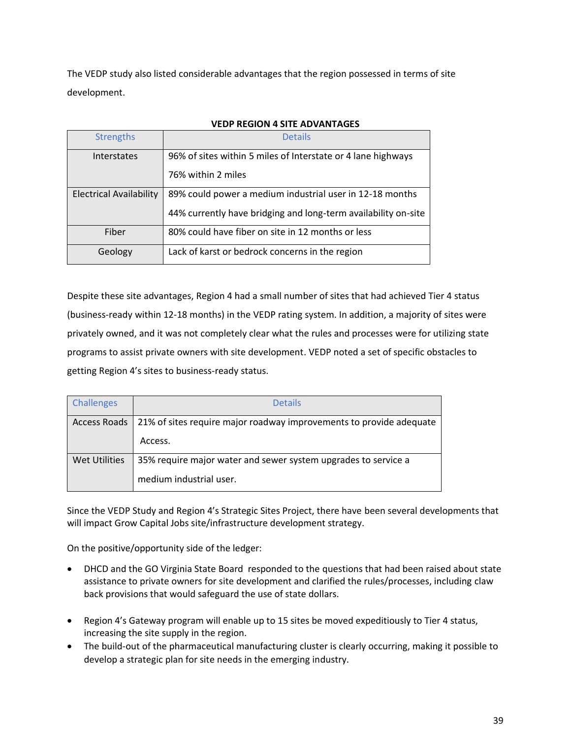The VEDP study also listed considerable advantages that the region possessed in terms of site development.

**VEDP REGION 4 SITE ADVANTAGES**

| Strengths | Details |
|---|---|
| Interstates | 96% of sites within 5 miles of Interstate or 4 lane highways<br>76% within 2 miles |
| Electrical Availability | 89% could power a medium industrial user in 12-18 months<br>44% currently have bridging and long-term availability on-site |
| Fiber | 80% could have fiber on site in 12 months or less |
| Geology | Lack of karst or bedrock concerns in the region |

Despite these site advantages, Region 4 had a small number of sites that had achieved Tier 4 status (business-ready within 12-18 months) in the VEDP rating system. In addition, a majority of sites were privately owned, and it was not completely clear what the rules and processes were for utilizing state programs to assist private owners with site development. VEDP noted a set of specific obstacles to getting Region 4's sites to business-ready status.

| Challenges | Details |
|---|---|
| Access Roads | 21% of sites require major roadway improvements to provide adequate Access. |
| Wet Utilities | 35% require major water and sewer system upgrades to service a medium industrial user. |

Since the VEDP Study and Region 4's Strategic Sites Project, there have been several developments that will impact Grow Capital Jobs site/infrastructure development strategy.

On the positive/opportunity side of the ledger:

- DHCD and the GO Virginia State Board responded to the questions that had been raised about state assistance to private owners for site development and clarified the rules/processes, including claw back provisions that would safeguard the use of state dollars.
- Region 4's Gateway program will enable up to 15 sites be moved expeditiously to Tier 4 status, increasing the site supply in the region.
- The build-out of the pharmaceutical manufacturing cluster is clearly occurring, making it possible to develop a strategic plan for site needs in the emerging industry.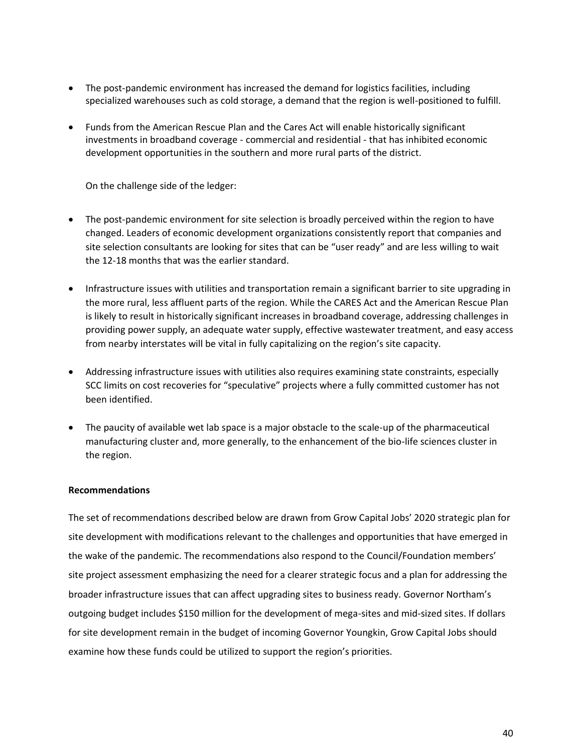- The post-pandemic environment has increased the demand for logistics facilities, including specialized warehouses such as cold storage, a demand that the region is well-positioned to fulfill.

- Funds from the American Rescue Plan and the Cares Act will enable historically significant investments in broadband coverage - commercial and residential - that has inhibited economic development opportunities in the southern and more rural parts of the district.

On the challenge side of the ledger:

- The post-pandemic environment for site selection is broadly perceived within the region to have changed. Leaders of economic development organizations consistently report that companies and site selection consultants are looking for sites that can be "user ready" and are less willing to wait the 12-18 months that was the earlier standard.

- Infrastructure issues with utilities and transportation remain a significant barrier to site upgrading in the more rural, less affluent parts of the region. While the CARES Act and the American Rescue Plan is likely to result in historically significant increases in broadband coverage, addressing challenges in providing power supply, an adequate water supply, effective wastewater treatment, and easy access from nearby interstates will be vital in fully capitalizing on the region's site capacity.

- Addressing infrastructure issues with utilities also requires examining state constraints, especially SCC limits on cost recoveries for "speculative" projects where a fully committed customer has not been identified.

- The paucity of available wet lab space is a major obstacle to the scale-up of the pharmaceutical manufacturing cluster and, more generally, to the enhancement of the bio-life sciences cluster in the region.

**Recommendations**

The set of recommendations described below are drawn from Grow Capital Jobs' 2020 strategic plan for site development with modifications relevant to the challenges and opportunities that have emerged in the wake of the pandemic. The recommendations also respond to the Council/Foundation members' site project assessment emphasizing the need for a clearer strategic focus and a plan for addressing the broader infrastructure issues that can affect upgrading sites to business ready. Governor Northam's outgoing budget includes $150 million for the development of mega-sites and mid-sized sites. If dollars for site development remain in the budget of incoming Governor Youngkin, Grow Capital Jobs should examine how these funds could be utilized to support the region's priorities.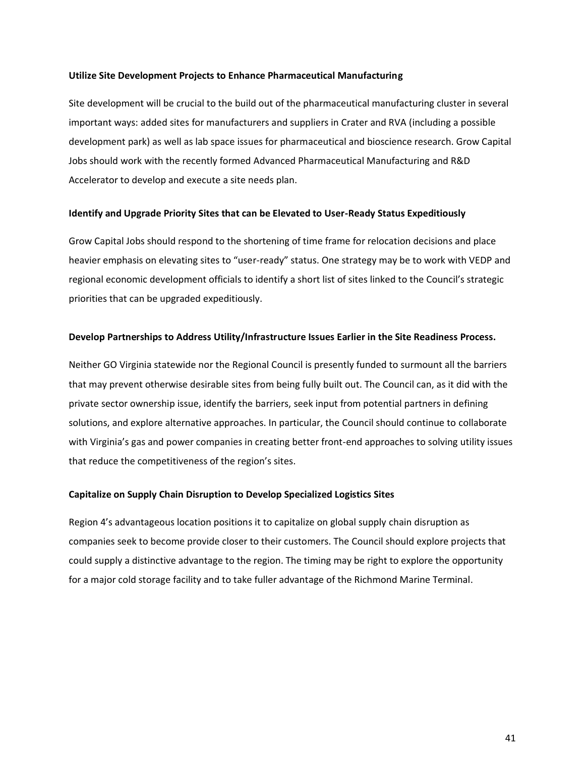**Utilize Site Development Projects to Enhance Pharmaceutical Manufacturing**

Site development will be crucial to the build out of the pharmaceutical manufacturing cluster in several important ways: added sites for manufacturers and suppliers in Crater and RVA (including a possible development park) as well as lab space issues for pharmaceutical and bioscience research. Grow Capital Jobs should work with the recently formed Advanced Pharmaceutical Manufacturing and R&D Accelerator to develop and execute a site needs plan.

**Identify and Upgrade Priority Sites that can be Elevated to User-Ready Status Expeditiously**

Grow Capital Jobs should respond to the shortening of time frame for relocation decisions and place heavier emphasis on elevating sites to "user-ready" status. One strategy may be to work with VEDP and regional economic development officials to identify a short list of sites linked to the Council's strategic priorities that can be upgraded expeditiously.

**Develop Partnerships to Address Utility/Infrastructure Issues Earlier in the Site Readiness Process.**

Neither GO Virginia statewide nor the Regional Council is presently funded to surmount all the barriers that may prevent otherwise desirable sites from being fully built out. The Council can, as it did with the private sector ownership issue, identify the barriers, seek input from potential partners in defining solutions, and explore alternative approaches. In particular, the Council should continue to collaborate with Virginia's gas and power companies in creating better front-end approaches to solving utility issues that reduce the competitiveness of the region's sites.

**Capitalize on Supply Chain Disruption to Develop Specialized Logistics Sites**

Region 4's advantageous location positions it to capitalize on global supply chain disruption as companies seek to become provide closer to their customers. The Council should explore projects that could supply a distinctive advantage to the region. The timing may be right to explore the opportunity for a major cold storage facility and to take fuller advantage of the Richmond Marine Terminal.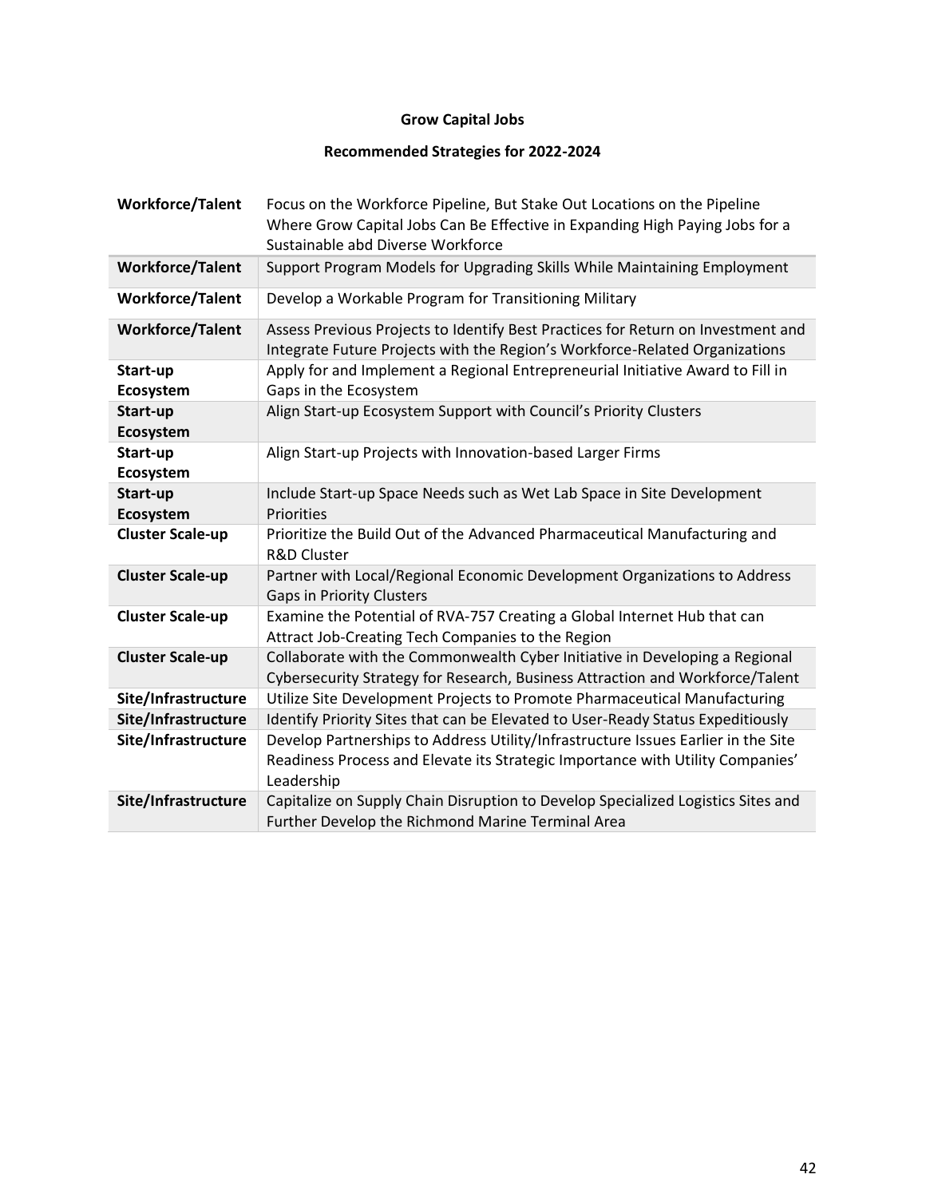**Grow Capital Jobs**

**Recommended Strategies for 2022-2024**

| | |
|---|---|
| **Workforce/Talent** | Focus on the Workforce Pipeline, But Stake Out Locations on the Pipeline Where Grow Capital Jobs Can Be Effective in Expanding High Paying Jobs for a Sustainable abd Diverse Workforce |
| **Workforce/Talent** | Support Program Models for Upgrading Skills While Maintaining Employment |
| **Workforce/Talent** | Develop a Workable Program for Transitioning Military |
| **Workforce/Talent** | Assess Previous Projects to Identify Best Practices for Return on Investment and Integrate Future Projects with the Region's Workforce-Related Organizations |
| **Start-up Ecosystem** | Apply for and Implement a Regional Entrepreneurial Initiative Award to Fill in Gaps in the Ecosystem |
| **Start-up Ecosystem** | Align Start-up Ecosystem Support with Council's Priority Clusters |
| **Start-up Ecosystem** | Align Start-up Projects with Innovation-based Larger Firms |
| **Start-up Ecosystem** | Include Start-up Space Needs such as Wet Lab Space in Site Development Priorities |
| **Cluster Scale-up** | Prioritize the Build Out of the Advanced Pharmaceutical Manufacturing and R&D Cluster |
| **Cluster Scale-up** | Partner with Local/Regional Economic Development Organizations to Address Gaps in Priority Clusters |
| **Cluster Scale-up** | Examine the Potential of RVA-757 Creating a Global Internet Hub that can Attract Job-Creating Tech Companies to the Region |
| **Cluster Scale-up** | Collaborate with the Commonwealth Cyber Initiative in Developing a Regional Cybersecurity Strategy for Research, Business Attraction and Workforce/Talent |
| **Site/Infrastructure** | Utilize Site Development Projects to Promote Pharmaceutical Manufacturing |
| **Site/Infrastructure** | Identify Priority Sites that can be Elevated to User-Ready Status Expeditiously |
| **Site/Infrastructure** | Develop Partnerships to Address Utility/Infrastructure Issues Earlier in the Site Readiness Process and Elevate its Strategic Importance with Utility Companies' Leadership |
| **Site/Infrastructure** | Capitalize on Supply Chain Disruption to Develop Specialized Logistics Sites and Further Develop the Richmond Marine Terminal Area |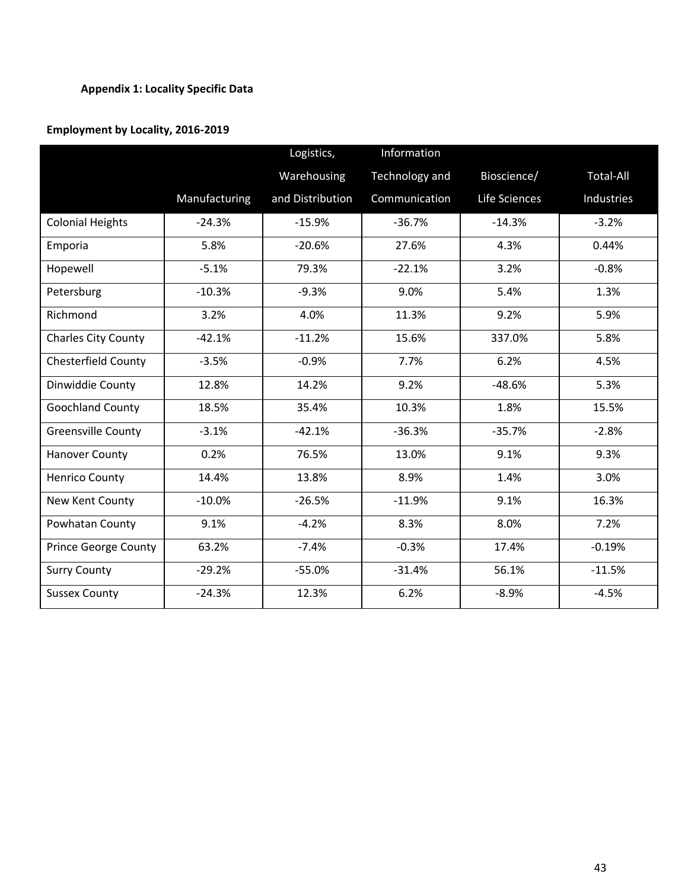**Appendix 1: Locality Specific Data**

**Employment by Locality, 2016-2019**

| | Manufacturing | Logistics, Warehousing and Distribution | Information Technology and Communication | Bioscience/ Life Sciences | Total-All Industries |
|---|---|---|---|---|---|
| Colonial Heights | -24.3% | -15.9% | -36.7% | -14.3% | -3.2% |
| Emporia | 5.8% | -20.6% | 27.6% | 4.3% | 0.44% |
| Hopewell | -5.1% | 79.3% | -22.1% | 3.2% | -0.8% |
| Petersburg | -10.3% | -9.3% | 9.0% | 5.4% | 1.3% |
| Richmond | 3.2% | 4.0% | 11.3% | 9.2% | 5.9% |
| Charles City County | -42.1% | -11.2% | 15.6% | 337.0% | 5.8% |
| Chesterfield County | -3.5% | -0.9% | 7.7% | 6.2% | 4.5% |
| Dinwiddie County | 12.8% | 14.2% | 9.2% | -48.6% | 5.3% |
| Goochland County | 18.5% | 35.4% | 10.3% | 1.8% | 15.5% |
| Greensville County | -3.1% | -42.1% | -36.3% | -35.7% | -2.8% |
| Hanover County | 0.2% | 76.5% | 13.0% | 9.1% | 9.3% |
| Henrico County | 14.4% | 13.8% | 8.9% | 1.4% | 3.0% |
| New Kent County | -10.0% | -26.5% | -11.9% | 9.1% | 16.3% |
| Powhatan County | 9.1% | -4.2% | 8.3% | 8.0% | 7.2% |
| Prince George County | 63.2% | -7.4% | -0.3% | 17.4% | -0.19% |
| Surry County | -29.2% | -55.0% | -31.4% | 56.1% | -11.5% |
| Sussex County | -24.3% | 12.3% | 6.2% | -8.9% | -4.5% |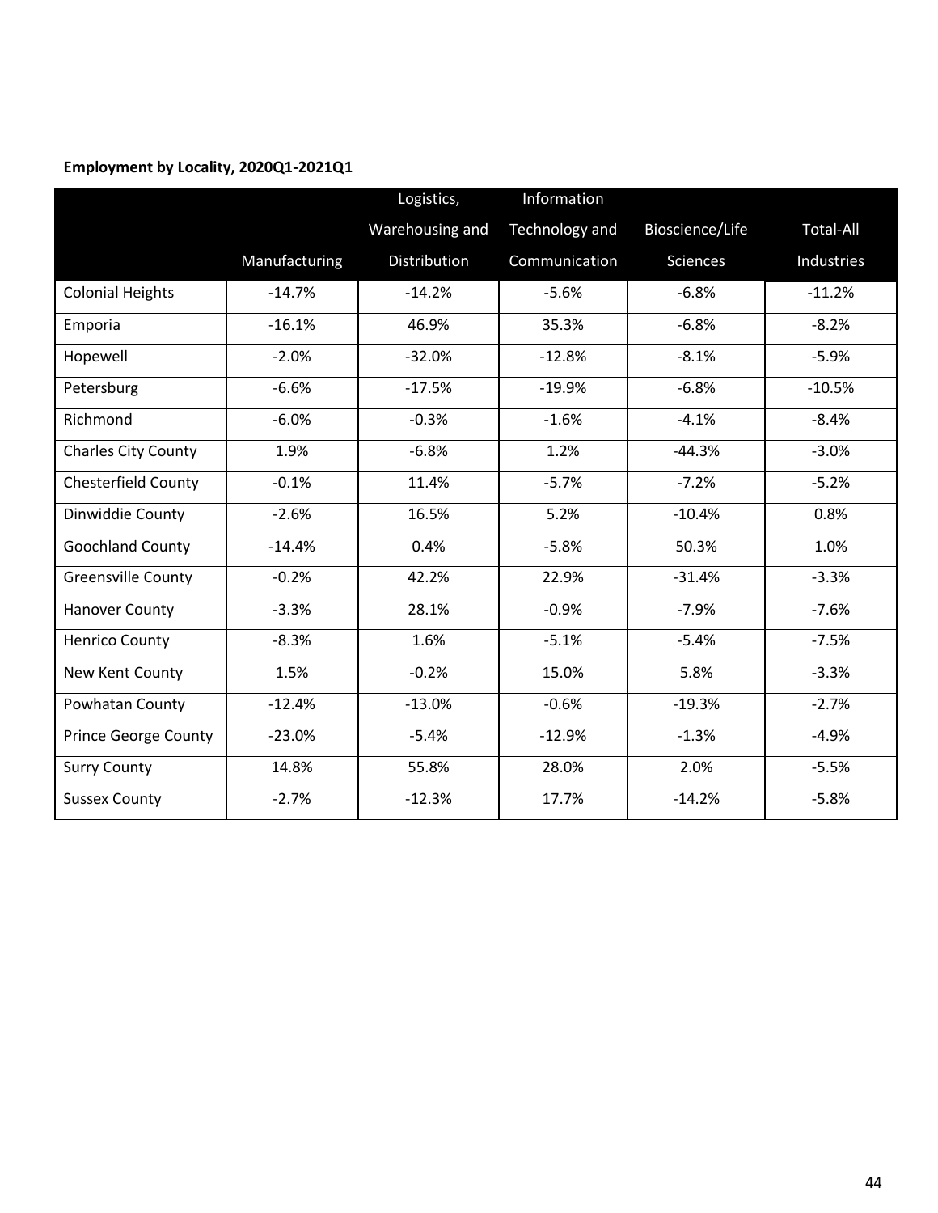**Employment by Locality, 2020Q1-2021Q1**

| | Manufacturing | Logistics, Warehousing and Distribution | Information Technology and Communication | Bioscience/Life Sciences | Total-All Industries |
|---|---|---|---|---|---|
| Colonial Heights | -14.7% | -14.2% | -5.6% | -6.8% | -11.2% |
| Emporia | -16.1% | 46.9% | 35.3% | -6.8% | -8.2% |
| Hopewell | -2.0% | -32.0% | -12.8% | -8.1% | -5.9% |
| Petersburg | -6.6% | -17.5% | -19.9% | -6.8% | -10.5% |
| Richmond | -6.0% | -0.3% | -1.6% | -4.1% | -8.4% |
| Charles City County | 1.9% | -6.8% | 1.2% | -44.3% | -3.0% |
| Chesterfield County | -0.1% | 11.4% | -5.7% | -7.2% | -5.2% |
| Dinwiddie County | -2.6% | 16.5% | 5.2% | -10.4% | 0.8% |
| Goochland County | -14.4% | 0.4% | -5.8% | 50.3% | 1.0% |
| Greensville County | -0.2% | 42.2% | 22.9% | -31.4% | -3.3% |
| Hanover County | -3.3% | 28.1% | -0.9% | -7.9% | -7.6% |
| Henrico County | -8.3% | 1.6% | -5.1% | -5.4% | -7.5% |
| New Kent County | 1.5% | -0.2% | 15.0% | 5.8% | -3.3% |
| Powhatan County | -12.4% | -13.0% | -0.6% | -19.3% | -2.7% |
| Prince George County | -23.0% | -5.4% | -12.9% | -1.3% | -4.9% |
| Surry County | 14.8% | 55.8% | 28.0% | 2.0% | -5.5% |
| Sussex County | -2.7% | -12.3% | 17.7% | -14.2% | -5.8% |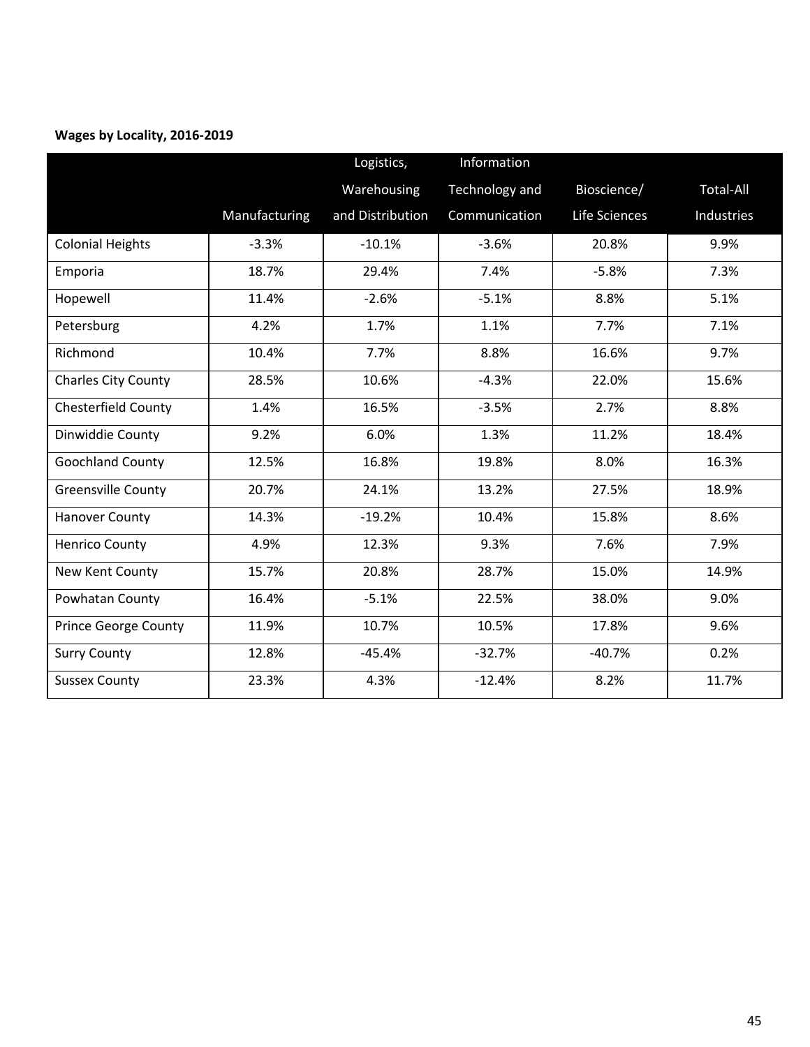**Wages by Locality, 2016-2019**

| | Manufacturing | Logistics, Warehousing and Distribution | Information Technology and Communication | Bioscience/ Life Sciences | Total-All Industries |
|---|---|---|---|---|---|
| Colonial Heights | -3.3% | -10.1% | -3.6% | 20.8% | 9.9% |
| Emporia | 18.7% | 29.4% | 7.4% | -5.8% | 7.3% |
| Hopewell | 11.4% | -2.6% | -5.1% | 8.8% | 5.1% |
| Petersburg | 4.2% | 1.7% | 1.1% | 7.7% | 7.1% |
| Richmond | 10.4% | 7.7% | 8.8% | 16.6% | 9.7% |
| Charles City County | 28.5% | 10.6% | -4.3% | 22.0% | 15.6% |
| Chesterfield County | 1.4% | 16.5% | -3.5% | 2.7% | 8.8% |
| Dinwiddie County | 9.2% | 6.0% | 1.3% | 11.2% | 18.4% |
| Goochland County | 12.5% | 16.8% | 19.8% | 8.0% | 16.3% |
| Greensville County | 20.7% | 24.1% | 13.2% | 27.5% | 18.9% |
| Hanover County | 14.3% | -19.2% | 10.4% | 15.8% | 8.6% |
| Henrico County | 4.9% | 12.3% | 9.3% | 7.6% | 7.9% |
| New Kent County | 15.7% | 20.8% | 28.7% | 15.0% | 14.9% |
| Powhatan County | 16.4% | -5.1% | 22.5% | 38.0% | 9.0% |
| Prince George County | 11.9% | 10.7% | 10.5% | 17.8% | 9.6% |
| Surry County | 12.8% | -45.4% | -32.7% | -40.7% | 0.2% |
| Sussex County | 23.3% | 4.3% | -12.4% | 8.2% | 11.7% |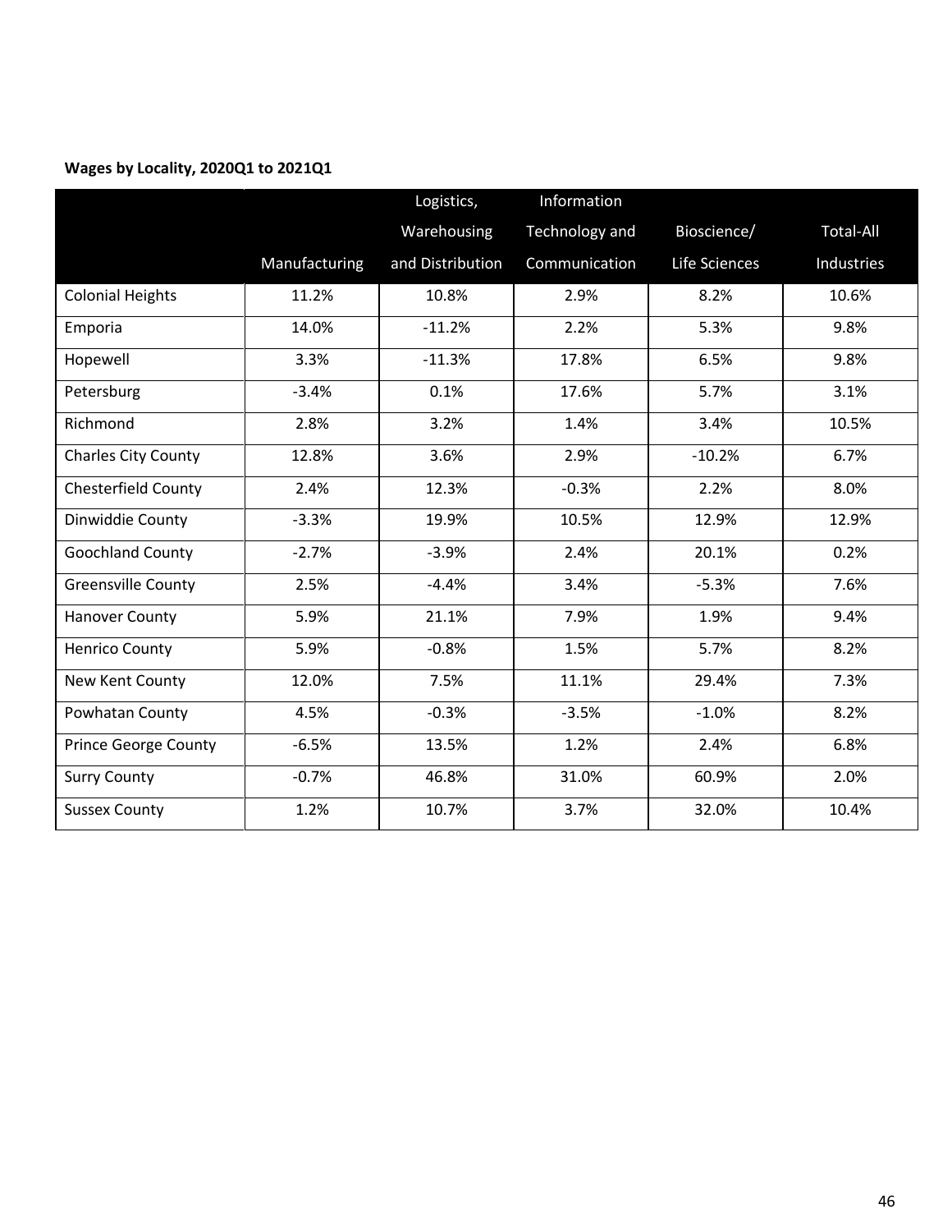**Wages by Locality, 2020Q1 to 2021Q1**

| | Manufacturing | Logistics, Warehousing and Distribution | Information Technology and Communication | Bioscience/ Life Sciences | Total-All Industries |
|---|---|---|---|---|---|
| Colonial Heights | 11.2% | 10.8% | 2.9% | 8.2% | 10.6% |
| Emporia | 14.0% | -11.2% | 2.2% | 5.3% | 9.8% |
| Hopewell | 3.3% | -11.3% | 17.8% | 6.5% | 9.8% |
| Petersburg | -3.4% | 0.1% | 17.6% | 5.7% | 3.1% |
| Richmond | 2.8% | 3.2% | 1.4% | 3.4% | 10.5% |
| Charles City County | 12.8% | 3.6% | 2.9% | -10.2% | 6.7% |
| Chesterfield County | 2.4% | 12.3% | -0.3% | 2.2% | 8.0% |
| Dinwiddie County | -3.3% | 19.9% | 10.5% | 12.9% | 12.9% |
| Goochland County | -2.7% | -3.9% | 2.4% | 20.1% | 0.2% |
| Greensville County | 2.5% | -4.4% | 3.4% | -5.3% | 7.6% |
| Hanover County | 5.9% | 21.1% | 7.9% | 1.9% | 9.4% |
| Henrico County | 5.9% | -0.8% | 1.5% | 5.7% | 8.2% |
| New Kent County | 12.0% | 7.5% | 11.1% | 29.4% | 7.3% |
| Powhatan County | 4.5% | -0.3% | -3.5% | -1.0% | 8.2% |
| Prince George County | -6.5% | 13.5% | 1.2% | 2.4% | 6.8% |
| Surry County | -0.7% | 46.8% | 31.0% | 60.9% | 2.0% |
| Sussex County | 1.2% | 10.7% | 3.7% | 32.0% | 10.4% |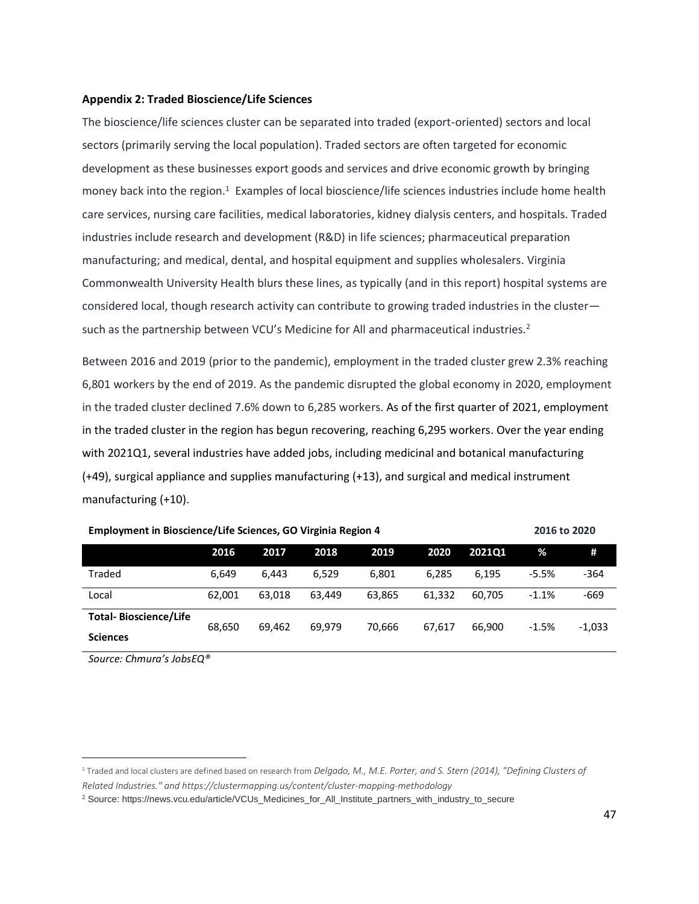**Appendix 2: Traded Bioscience/Life Sciences**

The bioscience/life sciences cluster can be separated into traded (export-oriented) sectors and local sectors (primarily serving the local population). Traded sectors are often targeted for economic development as these businesses export goods and services and drive economic growth by bringing money back into the region.[1] Examples of local bioscience/life sciences industries include home health care services, nursing care facilities, medical laboratories, kidney dialysis centers, and hospitals. Traded industries include research and development (R&D) in life sciences; pharmaceutical preparation manufacturing; and medical, dental, and hospital equipment and supplies wholesalers. Virginia Commonwealth University Health blurs these lines, as typically (and in this report) hospital systems are considered local, though research activity can contribute to growing traded industries in the cluster—such as the partnership between VCU's Medicine for All and pharmaceutical industries.[2]

Between 2016 and 2019 (prior to the pandemic), employment in the traded cluster grew 2.3% reaching 6,801 workers by the end of 2019. As the pandemic disrupted the global economy in 2020, employment in the traded cluster declined 7.6% down to 6,285 workers. As of the first quarter of 2021, employment in the traded cluster in the region has begun recovering, reaching 6,295 workers. Over the year ending with 2021Q1, several industries have added jobs, including medicinal and botanical manufacturing (+49), surgical appliance and supplies manufacturing (+13), and surgical and medical instrument manufacturing (+10).

**Employment in Bioscience/Life Sciences, GO Virginia Region 4**

| | 2016 | 2017 | 2018 | 2019 | 2020 | 2021Q1 | 2016 to 2020 % | 2016 to 2020 # |
|---|---|---|---|---|---|---|---|---|
| Traded | 6,649 | 6,443 | 6,529 | 6,801 | 6,285 | 6,195 | -5.5% | -364 |
| Local | 62,001 | 63,018 | 63,449 | 63,865 | 61,332 | 60,705 | -1.1% | -669 |
| **Total- Bioscience/Life Sciences** | 68,650 | 69,462 | 69,979 | 70,666 | 67,617 | 66,900 | -1.5% | -1,033 |

*Source: Chmura's JobsEQ®*

[1] Traded and local clusters are defined based on research from *Delgado, M., M.E. Porter, and S. Stern (2014), "Defining Clusters of Related Industries." and https://clustermapping.us/content/cluster-mapping-methodology*

[2] Source: https://news.vcu.edu/article/VCUs_Medicines_for_All_Institute_partners_with_industry_to_secure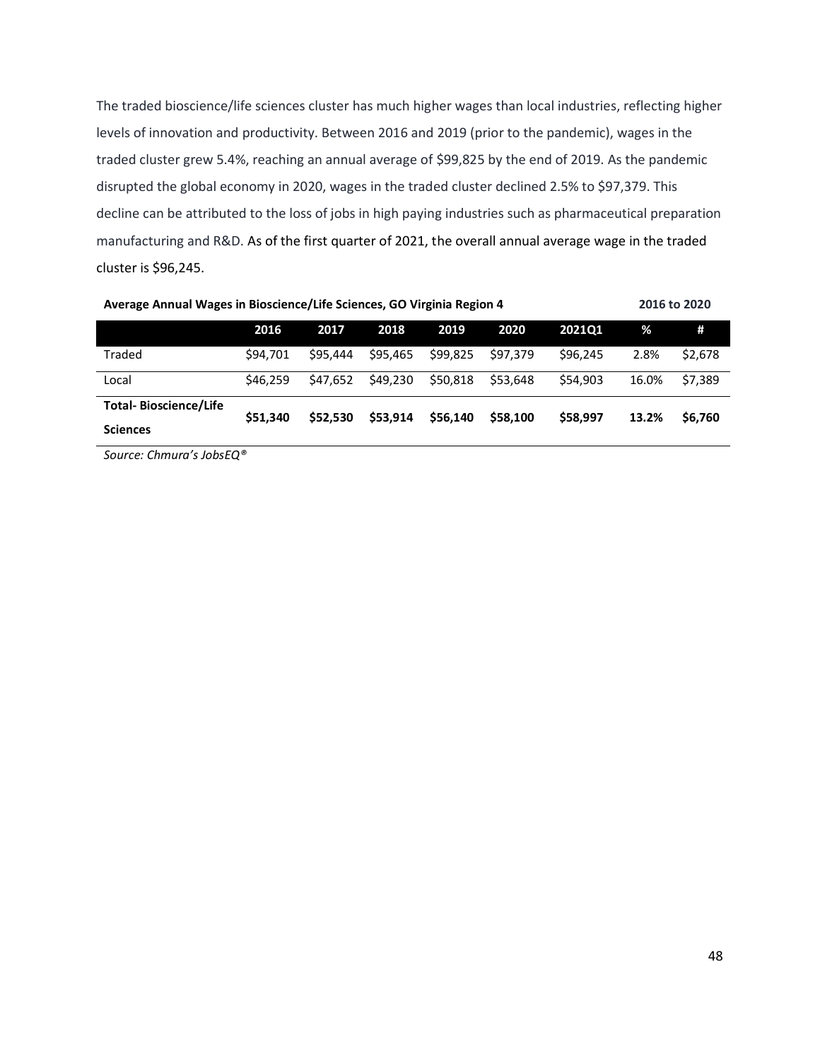The traded bioscience/life sciences cluster has much higher wages than local industries, reflecting higher levels of innovation and productivity. Between 2016 and 2019 (prior to the pandemic), wages in the traded cluster grew 5.4%, reaching an annual average of $99,825 by the end of 2019. As the pandemic disrupted the global economy in 2020, wages in the traded cluster declined 2.5% to $97,379. This decline can be attributed to the loss of jobs in high paying industries such as pharmaceutical preparation manufacturing and R&D. As of the first quarter of 2021, the overall annual average wage in the traded cluster is $96,245.

**Average Annual Wages in Bioscience/Life Sciences, GO Virginia Region 4**

| | 2016 | 2017 | 2018 | 2019 | 2020 | 2021Q1 | 2016 to 2020 % | 2016 to 2020 # |
|---|---|---|---|---|---|---|---|---|
| Traded | $94,701 | $95,444 | $95,465 | $99,825 | $97,379 | $96,245 | 2.8% | $2,678 |
| Local | $46,259 | $47,652 | $49,230 | $50,818 | $53,648 | $54,903 | 16.0% | $7,389 |
| **Total- Bioscience/Life Sciences** | **$51,340** | **$52,530** | **$53,914** | **$56,140** | **$58,100** | **$58,997** | **13.2%** | **$6,760** |

*Source: Chmura's JobsEQ®*